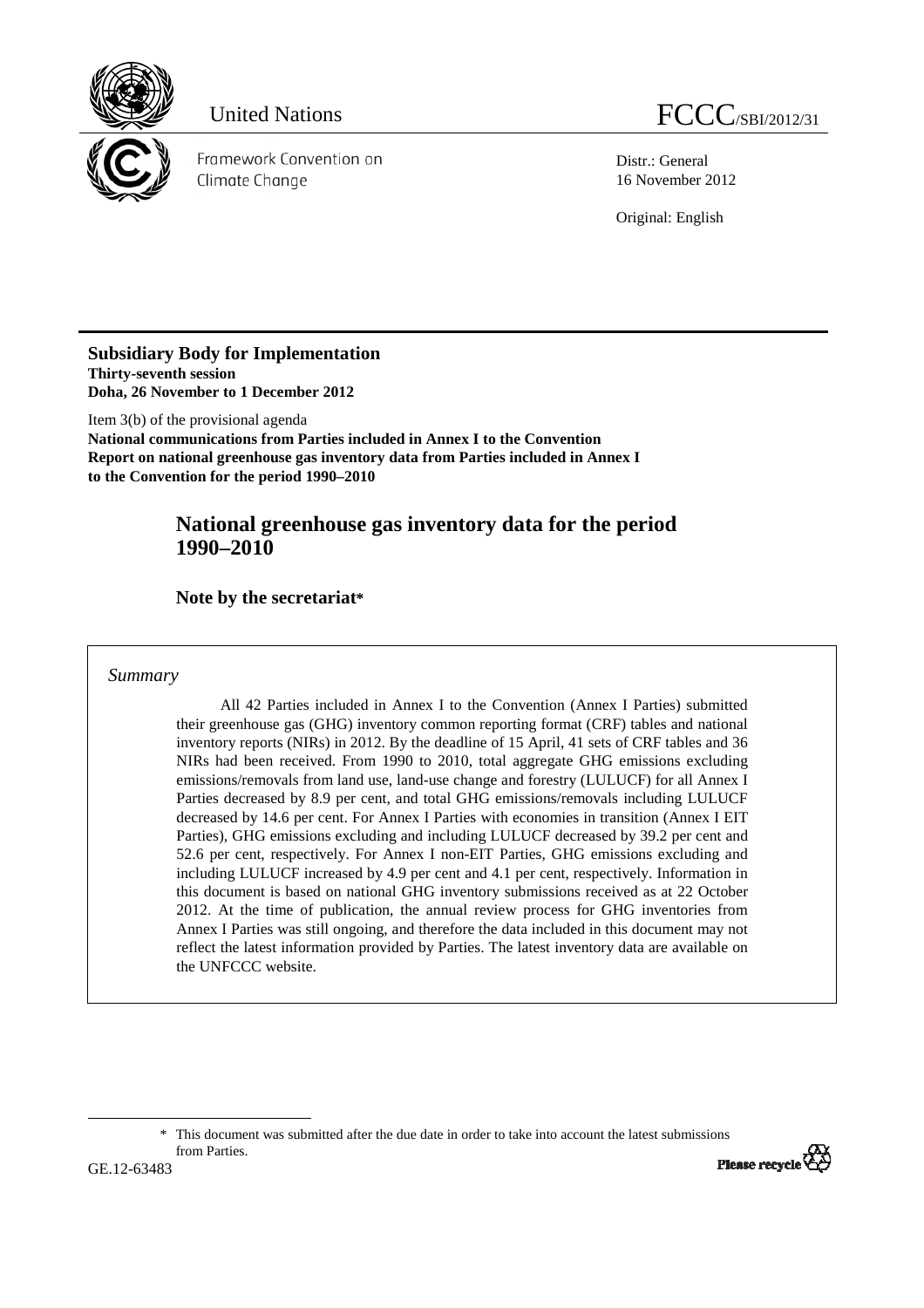United Nations FCCC/SBI/2012/31

Framework Convention on Climate Change

Distr.: General
16 November 2012

Original: English

**Subsidiary Body for Implementation**
**Thirty-seventh session**
**Doha, 26 November to 1 December 2012**

Item 3(b) of the provisional agenda
**National communications from Parties included in Annex I to the Convention**
**Report on national greenhouse gas inventory data from Parties included in Annex I to the Convention for the period 1990–2010**

# National greenhouse gas inventory data for the period 1990–2010

## Note by the secretariat*

*Summary*

All 42 Parties included in Annex I to the Convention (Annex I Parties) submitted their greenhouse gas (GHG) inventory common reporting format (CRF) tables and national inventory reports (NIRs) in 2012. By the deadline of 15 April, 41 sets of CRF tables and 36 NIRs had been received. From 1990 to 2010, total aggregate GHG emissions excluding emissions/removals from land use, land-use change and forestry (LULUCF) for all Annex I Parties decreased by 8.9 per cent, and total GHG emissions/removals including LULUCF decreased by 14.6 per cent. For Annex I Parties with economies in transition (Annex I EIT Parties), GHG emissions excluding and including LULUCF decreased by 39.2 per cent and 52.6 per cent, respectively. For Annex I non-EIT Parties, GHG emissions excluding and including LULUCF increased by 4.9 per cent and 4.1 per cent, respectively. Information in this document is based on national GHG inventory submissions received as at 22 October 2012. At the time of publication, the annual review process for GHG inventories from Annex I Parties was still ongoing, and therefore the data included in this document may not reflect the latest information provided by Parties. The latest inventory data are available on the UNFCCC website.

\* This document was submitted after the due date in order to take into account the latest submissions from Parties.

GE.12-63483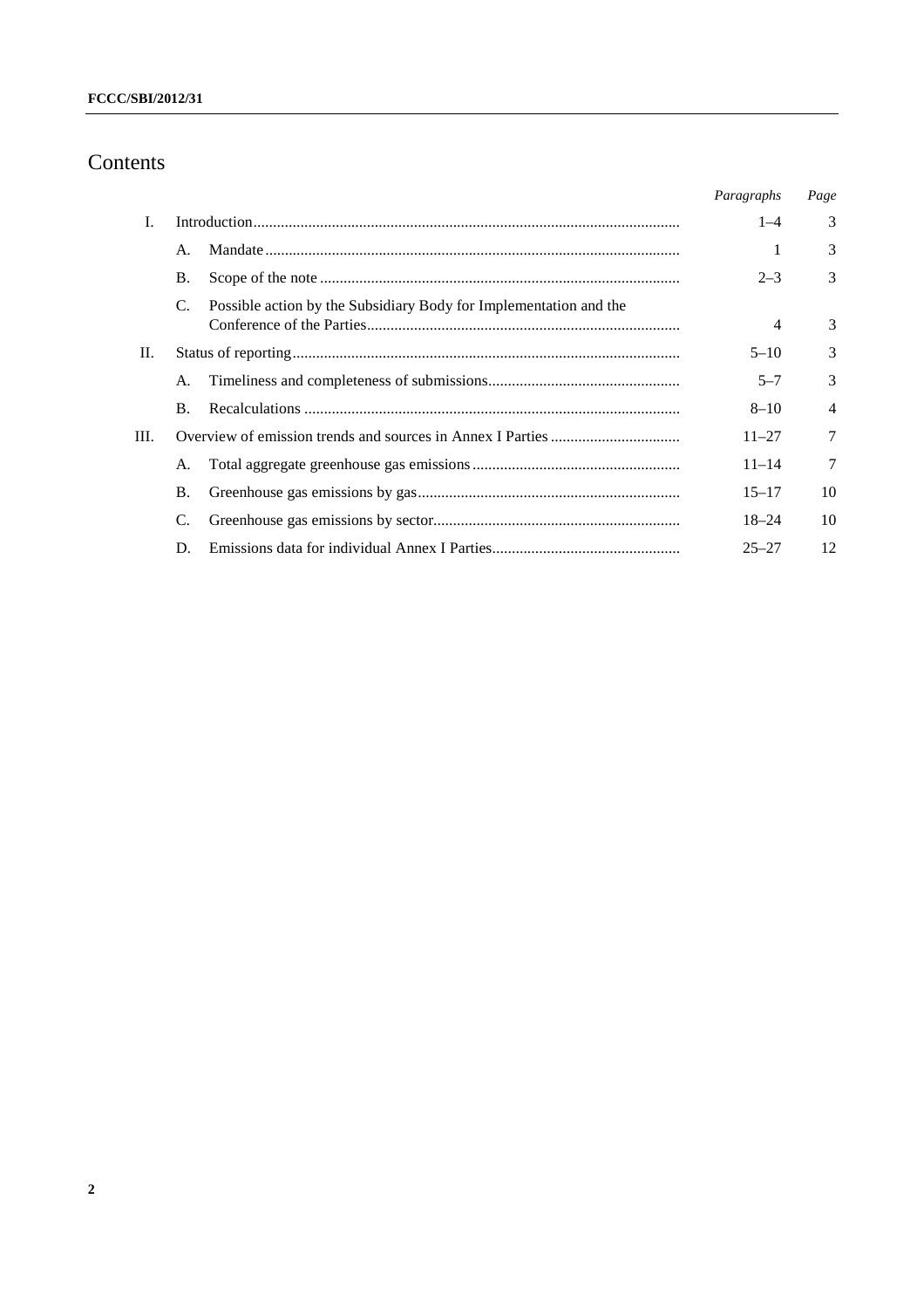# Contents

| | | | *Paragraphs* | *Page* |
|---|---|---|---|---|
| I. | Introduction | | 1–4 | 3 |
| | A. | Mandate | 1 | 3 |
| | B. | Scope of the note | 2–3 | 3 |
| | C. | Possible action by the Subsidiary Body for Implementation and the Conference of the Parties | 4 | 3 |
| II. | Status of reporting | | 5–10 | 3 |
| | A. | Timeliness and completeness of submissions | 5–7 | 3 |
| | B. | Recalculations | 8–10 | 4 |
| III. | Overview of emission trends and sources in Annex I Parties | | 11–27 | 7 |
| | A. | Total aggregate greenhouse gas emissions | 11–14 | 7 |
| | B. | Greenhouse gas emissions by gas | 15–17 | 10 |
| | C. | Greenhouse gas emissions by sector | 18–24 | 10 |
| | D. | Emissions data for individual Annex I Parties | 25–27 | 12 |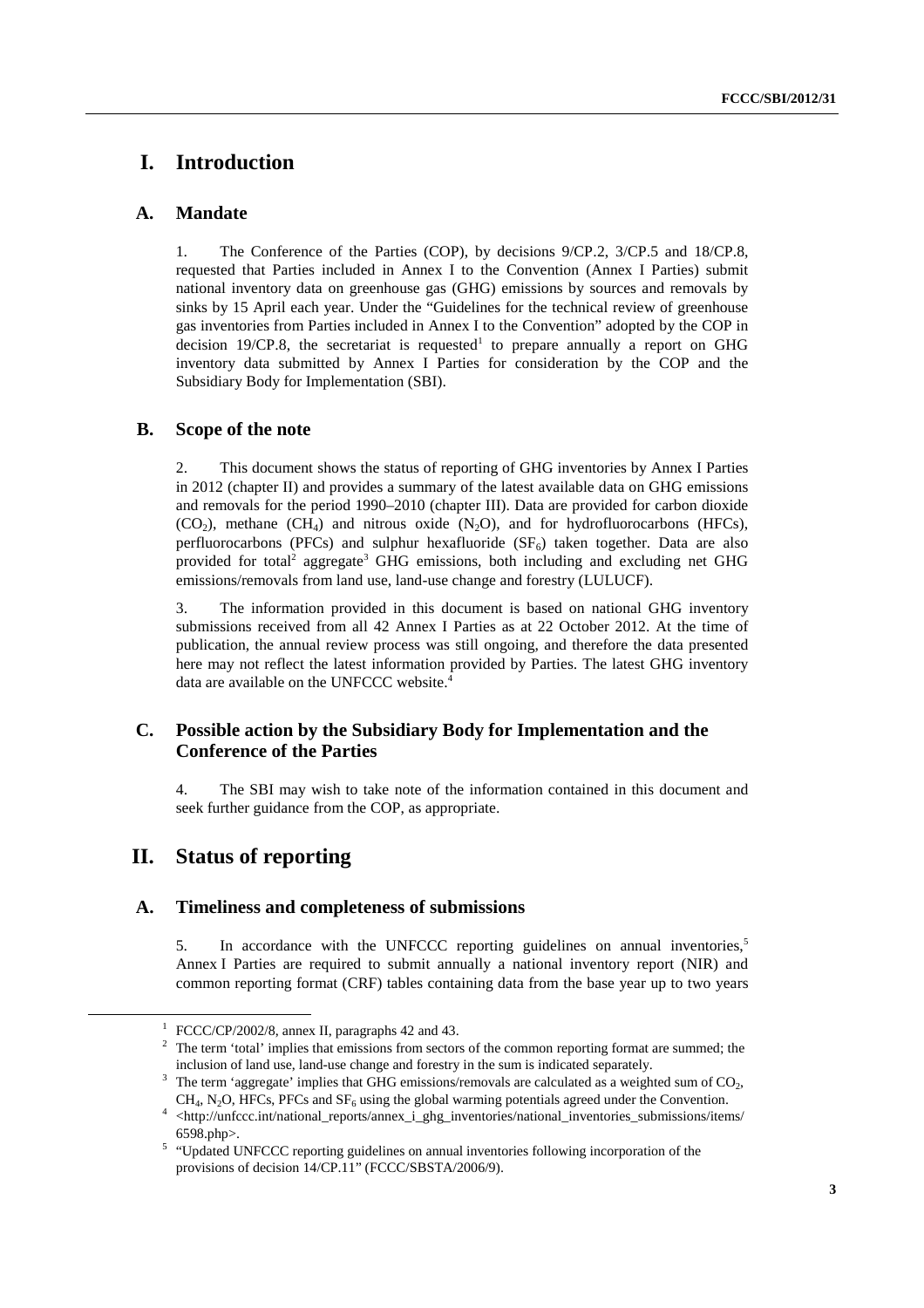# I. Introduction

## A. Mandate

1. The Conference of the Parties (COP), by decisions 9/CP.2, 3/CP.5 and 18/CP.8, requested that Parties included in Annex I to the Convention (Annex I Parties) submit national inventory data on greenhouse gas (GHG) emissions by sources and removals by sinks by 15 April each year. Under the "Guidelines for the technical review of greenhouse gas inventories from Parties included in Annex I to the Convention" adopted by the COP in decision 19/CP.8, the secretariat is requested[1] to prepare annually a report on GHG inventory data submitted by Annex I Parties for consideration by the COP and the Subsidiary Body for Implementation (SBI).

## B. Scope of the note

2. This document shows the status of reporting of GHG inventories by Annex I Parties in 2012 (chapter II) and provides a summary of the latest available data on GHG emissions and removals for the period 1990–2010 (chapter III). Data are provided for carbon dioxide ($CO_2$), methane ($CH_4$) and nitrous oxide ($N_2O$), and for hydrofluorocarbons (HFCs), perfluorocarbons (PFCs) and sulphur hexafluoride ($SF_6$) taken together. Data are also provided for total[2] aggregate[3] GHG emissions, both including and excluding net GHG emissions/removals from land use, land-use change and forestry (LULUCF).

3. The information provided in this document is based on national GHG inventory submissions received from all 42 Annex I Parties as at 22 October 2012. At the time of publication, the annual review process was still ongoing, and therefore the data presented here may not reflect the latest information provided by Parties. The latest GHG inventory data are available on the UNFCCC website.[4]

## C. Possible action by the Subsidiary Body for Implementation and the Conference of the Parties

4. The SBI may wish to take note of the information contained in this document and seek further guidance from the COP, as appropriate.

# II. Status of reporting

## A. Timeliness and completeness of submissions

5. In accordance with the UNFCCC reporting guidelines on annual inventories,[5] Annex I Parties are required to submit annually a national inventory report (NIR) and common reporting format (CRF) tables containing data from the base year up to two years

---

[1] FCCC/CP/2002/8, annex II, paragraphs 42 and 43.

[2] The term 'total' implies that emissions from sectors of the common reporting format are summed; the inclusion of land use, land-use change and forestry in the sum is indicated separately.

[3] The term 'aggregate' implies that GHG emissions/removals are calculated as a weighted sum of $CO_2$, $CH_4$, $N_2O$, HFCs, PFCs and $SF_6$ using the global warming potentials agreed under the Convention.

[4] <http://unfccc.int/national_reports/annex_i_ghg_inventories/national_inventories_submissions/items/6598.php>.

[5] "Updated UNFCCC reporting guidelines on annual inventories following incorporation of the provisions of decision 14/CP.11" (FCCC/SBSTA/2006/9).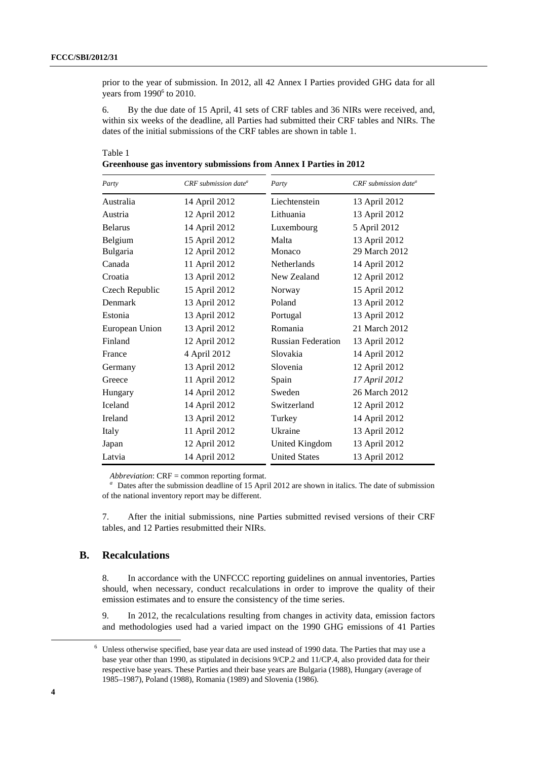prior to the year of submission. In 2012, all 42 Annex I Parties provided GHG data for all years from 1990[6] to 2010.

6. By the due date of 15 April, 41 sets of CRF tables and 36 NIRs were received, and, within six weeks of the deadline, all Parties had submitted their CRF tables and NIRs. The dates of the initial submissions of the CRF tables are shown in table 1.

Table 1
**Greenhouse gas inventory submissions from Annex I Parties in 2012**

| *Party* | *CRF submission date[a]* | *Party* | *CRF submission date[a]* |
|---|---|---|---|
| Australia | 14 April 2012 | Liechtenstein | 13 April 2012 |
| Austria | 12 April 2012 | Lithuania | 13 April 2012 |
| Belarus | 14 April 2012 | Luxembourg | 5 April 2012 |
| Belgium | 15 April 2012 | Malta | 13 April 2012 |
| Bulgaria | 12 April 2012 | Monaco | 29 March 2012 |
| Canada | 11 April 2012 | Netherlands | 14 April 2012 |
| Croatia | 13 April 2012 | New Zealand | 12 April 2012 |
| Czech Republic | 15 April 2012 | Norway | 15 April 2012 |
| Denmark | 13 April 2012 | Poland | 13 April 2012 |
| Estonia | 13 April 2012 | Portugal | 13 April 2012 |
| European Union | 13 April 2012 | Romania | 21 March 2012 |
| Finland | 12 April 2012 | Russian Federation | 13 April 2012 |
| France | 4 April 2012 | Slovakia | 14 April 2012 |
| Germany | 13 April 2012 | Slovenia | 12 April 2012 |
| Greece | 11 April 2012 | Spain | *17 April 2012* |
| Hungary | 14 April 2012 | Sweden | 26 March 2012 |
| Iceland | 14 April 2012 | Switzerland | 12 April 2012 |
| Ireland | 13 April 2012 | Turkey | 14 April 2012 |
| Italy | 11 April 2012 | Ukraine | 13 April 2012 |
| Japan | 12 April 2012 | United Kingdom | 13 April 2012 |
| Latvia | 14 April 2012 | United States | 13 April 2012 |

*Abbreviation*: CRF = common reporting format.
[a] Dates after the submission deadline of 15 April 2012 are shown in italics. The date of submission of the national inventory report may be different.

7. After the initial submissions, nine Parties submitted revised versions of their CRF tables, and 12 Parties resubmitted their NIRs.

## B. Recalculations

8. In accordance with the UNFCCC reporting guidelines on annual inventories, Parties should, when necessary, conduct recalculations in order to improve the quality of their emission estimates and to ensure the consistency of the time series.

9. In 2012, the recalculations resulting from changes in activity data, emission factors and methodologies used had a varied impact on the 1990 GHG emissions of 41 Parties

[6] Unless otherwise specified, base year data are used instead of 1990 data. The Parties that may use a base year other than 1990, as stipulated in decisions 9/CP.2 and 11/CP.4, also provided data for their respective base years. These Parties and their base years are Bulgaria (1988), Hungary (average of 1985–1987), Poland (1988), Romania (1989) and Slovenia (1986).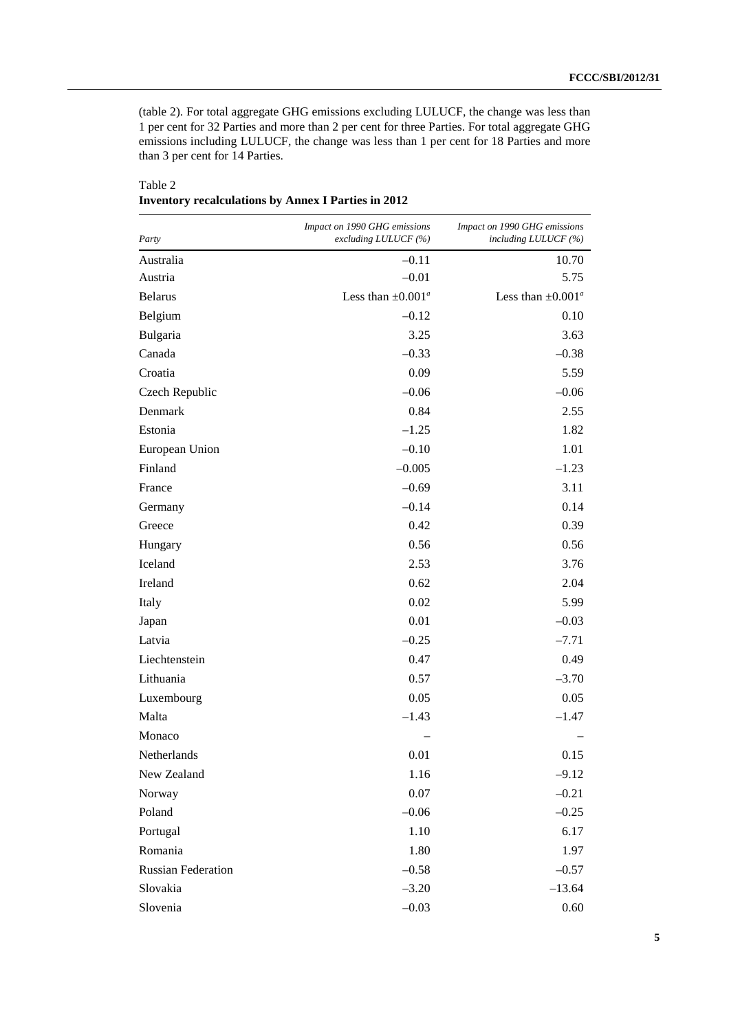(table 2). For total aggregate GHG emissions excluding LULUCF, the change was less than 1 per cent for 32 Parties and more than 2 per cent for three Parties. For total aggregate GHG emissions including LULUCF, the change was less than 1 per cent for 18 Parties and more than 3 per cent for 14 Parties.

Table 2
**Inventory recalculations by Annex I Parties in 2012**

| *Party* | *Impact on 1990 GHG emissions excluding LULUCF (%)* | *Impact on 1990 GHG emissions including LULUCF (%)* |
|---|---|---|
| Australia | –0.11 | 10.70 |
| Austria | –0.01 | 5.75 |
| Belarus | Less than ±0.001[a] | Less than ±0.001[a] |
| Belgium | –0.12 | 0.10 |
| Bulgaria | 3.25 | 3.63 |
| Canada | –0.33 | –0.38 |
| Croatia | 0.09 | 5.59 |
| Czech Republic | –0.06 | –0.06 |
| Denmark | 0.84 | 2.55 |
| Estonia | –1.25 | 1.82 |
| European Union | –0.10 | 1.01 |
| Finland | –0.005 | –1.23 |
| France | –0.69 | 3.11 |
| Germany | –0.14 | 0.14 |
| Greece | 0.42 | 0.39 |
| Hungary | 0.56 | 0.56 |
| Iceland | 2.53 | 3.76 |
| Ireland | 0.62 | 2.04 |
| Italy | 0.02 | 5.99 |
| Japan | 0.01 | –0.03 |
| Latvia | –0.25 | –7.71 |
| Liechtenstein | 0.47 | 0.49 |
| Lithuania | 0.57 | –3.70 |
| Luxembourg | 0.05 | 0.05 |
| Malta | –1.43 | –1.47 |
| Monaco | – | – |
| Netherlands | 0.01 | 0.15 |
| New Zealand | 1.16 | –9.12 |
| Norway | 0.07 | –0.21 |
| Poland | –0.06 | –0.25 |
| Portugal | 1.10 | 6.17 |
| Romania | 1.80 | 1.97 |
| Russian Federation | –0.58 | –0.57 |
| Slovakia | –3.20 | –13.64 |
| Slovenia | –0.03 | 0.60 |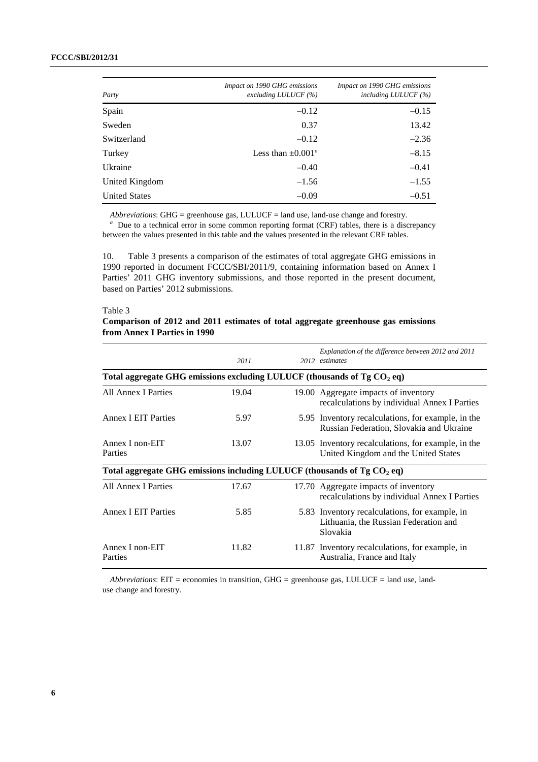| Party | Impact on 1990 GHG emissions excluding LULUCF (%) | Impact on 1990 GHG emissions including LULUCF (%) |
|---|---|---|
| Spain | –0.12 | –0.15 |
| Sweden | 0.37 | 13.42 |
| Switzerland | –0.12 | –2.36 |
| Turkey | Less than ±0.001[a] | –8.15 |
| Ukraine | –0.40 | –0.41 |
| United Kingdom | –1.56 | –1.55 |
| United States | –0.09 | –0.51 |

*Abbreviations*: GHG = greenhouse gas, LULUCF = land use, land-use change and forestry.

[a] Due to a technical error in some common reporting format (CRF) tables, there is a discrepancy between the values presented in this table and the values presented in the relevant CRF tables.

10. Table 3 presents a comparison of the estimates of total aggregate GHG emissions in 1990 reported in document FCCC/SBI/2011/9, containing information based on Annex I Parties' 2011 GHG inventory submissions, and those reported in the present document, based on Parties' 2012 submissions.

Table 3

**Comparison of 2012 and 2011 estimates of total aggregate greenhouse gas emissions from Annex I Parties in 1990**

| | 2011 | 2012 | Explanation of the difference between 2012 and 2011 estimates |
|---|---|---|---|
| **Total aggregate GHG emissions excluding LULUCF (thousands of Tg $CO_2$ eq)** | | | |
| All Annex I Parties | 19.04 | 19.00 | Aggregate impacts of inventory recalculations by individual Annex I Parties |
| Annex I EIT Parties | 5.97 | 5.95 | Inventory recalculations, for example, in the Russian Federation, Slovakia and Ukraine |
| Annex I non-EIT Parties | 13.07 | 13.05 | Inventory recalculations, for example, in the United Kingdom and the United States |
| **Total aggregate GHG emissions including LULUCF (thousands of Tg $CO_2$ eq)** | | | |
| All Annex I Parties | 17.67 | 17.70 | Aggregate impacts of inventory recalculations by individual Annex I Parties |
| Annex I EIT Parties | 5.85 | 5.83 | Inventory recalculations, for example, in Lithuania, the Russian Federation and Slovakia |
| Annex I non-EIT Parties | 11.82 | 11.87 | Inventory recalculations, for example, in Australia, France and Italy |

*Abbreviations*: EIT = economies in transition, GHG = greenhouse gas, LULUCF = land use, land-use change and forestry.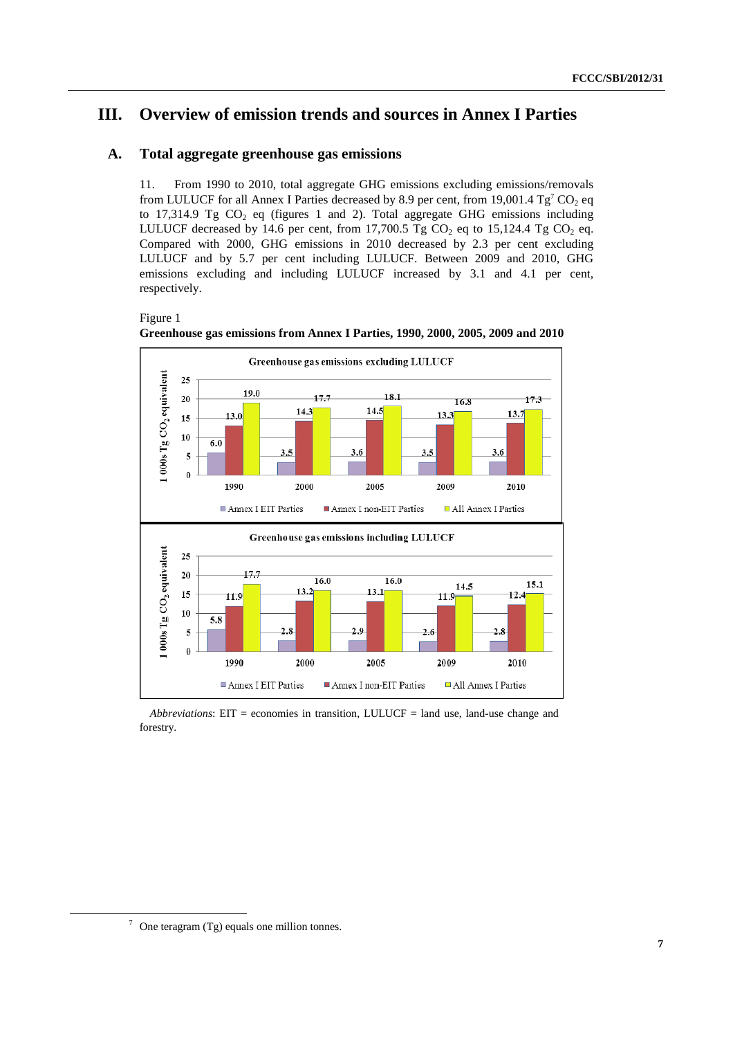# III. Overview of emission trends and sources in Annex I Parties

## A. Total aggregate greenhouse gas emissions

11. From 1990 to 2010, total aggregate GHG emissions excluding emissions/removals from LULUCF for all Annex I Parties decreased by 8.9 per cent, from 19,001.4 Tg[7] $CO_2$ eq to 17,314.9 Tg $CO_2$ eq (figures 1 and 2). Total aggregate GHG emissions including LULUCF decreased by 14.6 per cent, from 17,700.5 Tg $CO_2$ eq to 15,124.4 Tg $CO_2$ eq. Compared with 2000, GHG emissions in 2010 decreased by 2.3 per cent excluding LULUCF and by 5.7 per cent including LULUCF. Between 2009 and 2010, GHG emissions excluding and including LULUCF increased by 3.1 and 4.1 per cent, respectively.

Figure 1
**Greenhouse gas emissions from Annex I Parties, 1990, 2000, 2005, 2009 and 2010**

Greenhouse gas emissions excluding LULUCF (1 000s Tg $CO_2$ equivalent)

| | 1990 | 2000 | 2005 | 2009 | 2010 |
|---|---|---|---|---|---|
| Annex I EIT Parties | 6.0 | 3.5 | 3.6 | 3.5 | 3.6 |
| Annex I non-EIT Parties | 13.0 | 14.3 | 14.5 | 13.3 | 13.7 |
| All Annex I Parties | 19.0 | 17.7 | 18.1 | 16.8 | 17.3 |

Greenhouse gas emissions including LULUCF (1 000s Tg $CO_2$ equivalent)

| | 1990 | 2000 | 2005 | 2009 | 2010 |
|---|---|---|---|---|---|
| Annex I EIT Parties | 5.8 | 2.8 | 2.9 | 2.6 | 2.8 |
| Annex I non-EIT Parties | 11.9 | 13.2 | 13.1 | 11.9 | 12.4 |
| All Annex I Parties | 17.7 | 16.0 | 16.0 | 14.5 | 15.1 |

*Abbreviations*: EIT = economies in transition, LULUCF = land use, land-use change and forestry.

[7] One teragram (Tg) equals one million tonnes.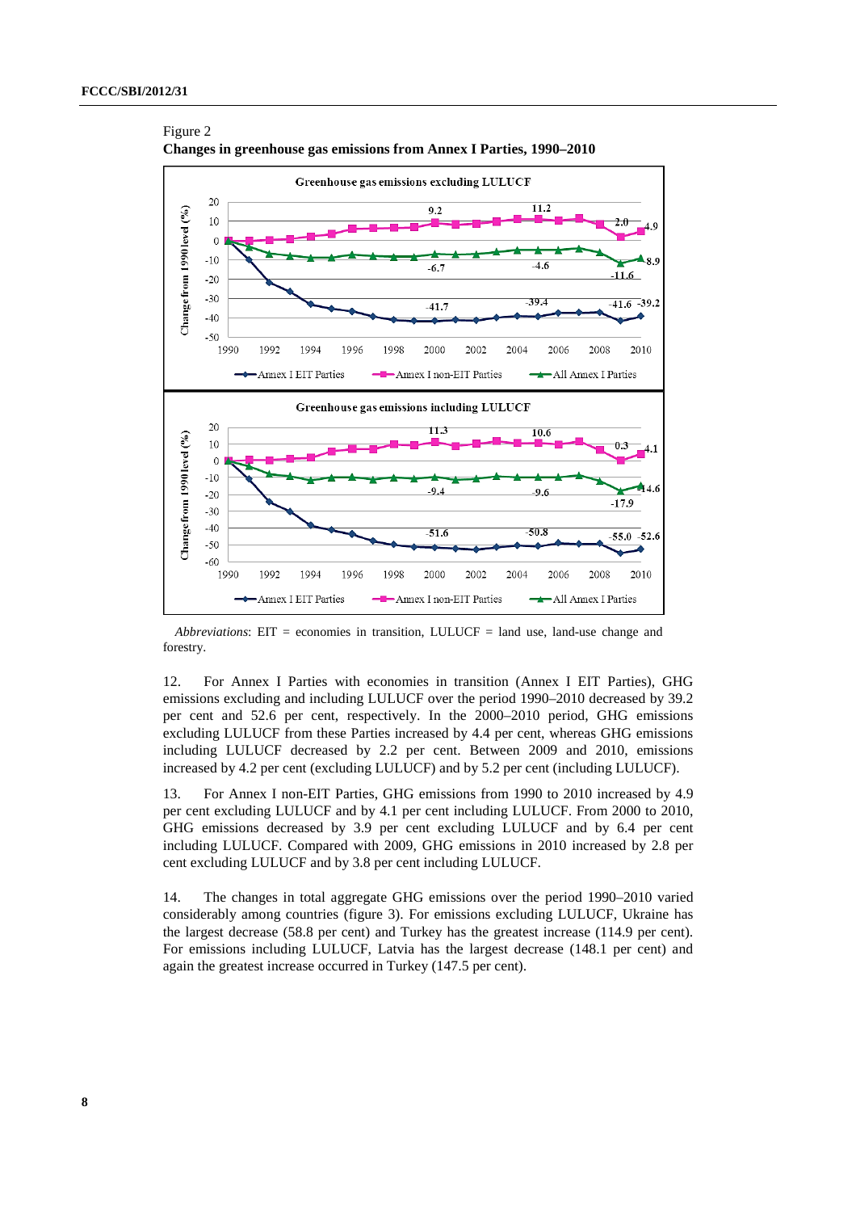Figure 2
**Changes in greenhouse gas emissions from Annex I Parties, 1990–2010**

*Abbreviations*: EIT = economies in transition, LULUCF = land use, land-use change and forestry.

12. For Annex I Parties with economies in transition (Annex I EIT Parties), GHG emissions excluding and including LULUCF over the period 1990–2010 decreased by 39.2 per cent and 52.6 per cent, respectively. In the 2000–2010 period, GHG emissions excluding LULUCF from these Parties increased by 4.4 per cent, whereas GHG emissions including LULUCF decreased by 2.2 per cent. Between 2009 and 2010, emissions increased by 4.2 per cent (excluding LULUCF) and by 5.2 per cent (including LULUCF).

13. For Annex I non-EIT Parties, GHG emissions from 1990 to 2010 increased by 4.9 per cent excluding LULUCF and by 4.1 per cent including LULUCF. From 2000 to 2010, GHG emissions decreased by 3.9 per cent excluding LULUCF and by 6.4 per cent including LULUCF. Compared with 2009, GHG emissions in 2010 increased by 2.8 per cent excluding LULUCF and by 3.8 per cent including LULUCF.

14. The changes in total aggregate GHG emissions over the period 1990–2010 varied considerably among countries (figure 3). For emissions excluding LULUCF, Ukraine has the largest decrease (58.8 per cent) and Turkey has the greatest increase (114.9 per cent). For emissions including LULUCF, Latvia has the largest decrease (148.1 per cent) and again the greatest increase occurred in Turkey (147.5 per cent).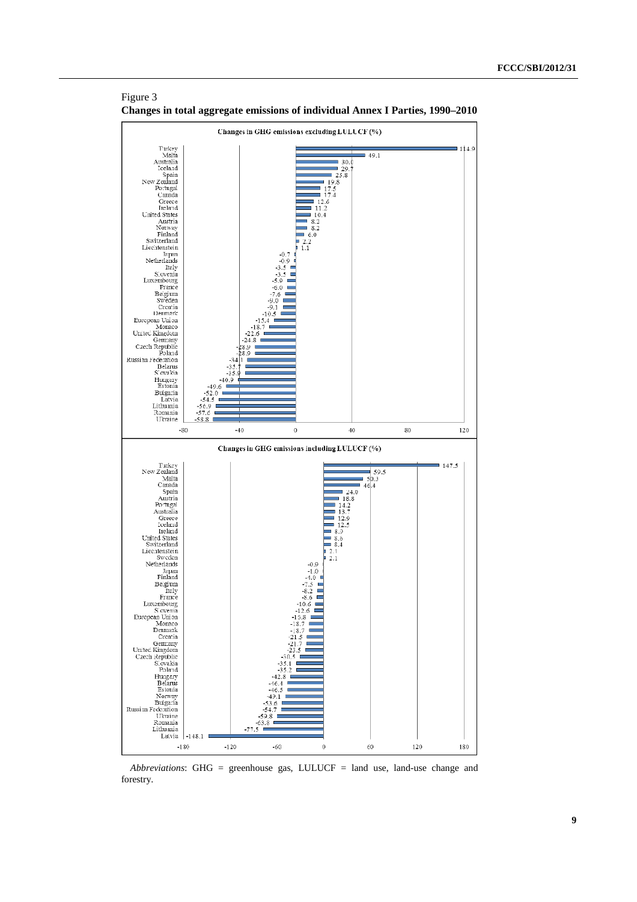Figure 3
**Changes in total aggregate emissions of individual Annex I Parties, 1990–2010**

**Changes in GHG emissions excluding LULUCF (%)**

| Party | Change (%) |
| --- | --- |
| Turkey | 114.9 |
| Malta | 49.1 |
| Australia | 30.0 |
| Iceland | 29.7 |
| Spain | 25.8 |
| New Zealand | 19.8 |
| Portugal | 17.5 |
| Canada | 17.4 |
| Greece | 12.6 |
| Ireland | 11.2 |
| United States | 10.4 |
| Austria | 8.2 |
| Norway | 8.2 |
| Finland | 6.0 |
| Switzerland | 2.2 |
| Liechtenstein | 1.1 |
| Japan | -0.7 |
| Netherlands | -0.9 |
| Italy | -3.5 |
| Slovenia | -3.5 |
| Luxembourg | -5.9 |
| France | -6.0 |
| Belgium | -7.6 |
| Sweden | -9.0 |
| Croatia | -9.1 |
| Denmark | -10.5 |
| European Union | -15.4 |
| Monaco | -18.7 |
| United Kingdom | -22.6 |
| Germany | -24.8 |
| Czech Republic | -28.9 |
| Poland | -28.9 |
| Russian Federation | -34.1 |
| Belarus | -35.7 |
| Slovakia | -35.9 |
| Hungary | -40.9 |
| Estonia | -49.6 |
| Bulgaria | -52.0 |
| Latvia | -54.5 |
| Lithuania | -56.9 |
| Romania | -57.6 |
| Ukraine | -58.8 |

**Changes in GHG emissions including LULUCF (%)**

| Party | Change (%) |
| --- | --- |
| Turkey | 147.5 |
| New Zealand | 59.5 |
| Malta | 50.3 |
| Canada | 46.4 |
| Spain | 24.0 |
| Austria | 18.8 |
| Portugal | 14.2 |
| Australia | 13.7 |
| Greece | 12.9 |
| Iceland | 12.5 |
| Ireland | 8.9 |
| United States | 8.6 |
| Switzerland | 8.4 |
| Liechtenstein | 2.1 |
| Sweden | 2.1 |
| Netherlands | -0.9 |
| Japan | -1.0 |
| Finland | -4.0 |
| Belgium | -7.5 |
| Italy | -8.2 |
| France | -8.6 |
| Luxembourg | -10.6 |
| Slovenia | -12.6 |
| European Union | -15.8 |
| Monaco | -18.7 |
| Denmark | -18.7 |
| Croatia | -21.5 |
| Germany | -21.7 |
| United Kingdom | -23.5 |
| Czech Republic | -30.5 |
| Slovakia | -35.1 |
| Poland | -35.2 |
| Hungary | -42.8 |
| Belarus | -46.4 |
| Estonia | -46.5 |
| Norway | -49.1 |
| Bulgaria | -53.6 |
| Russian Federation | -54.7 |
| Ukraine | -59.8 |
| Romania | -63.8 |
| Lithuania | -77.5 |
| Latvia | -148.1 |

*Abbreviations*: GHG = greenhouse gas, LULUCF = land use, land-use change and forestry.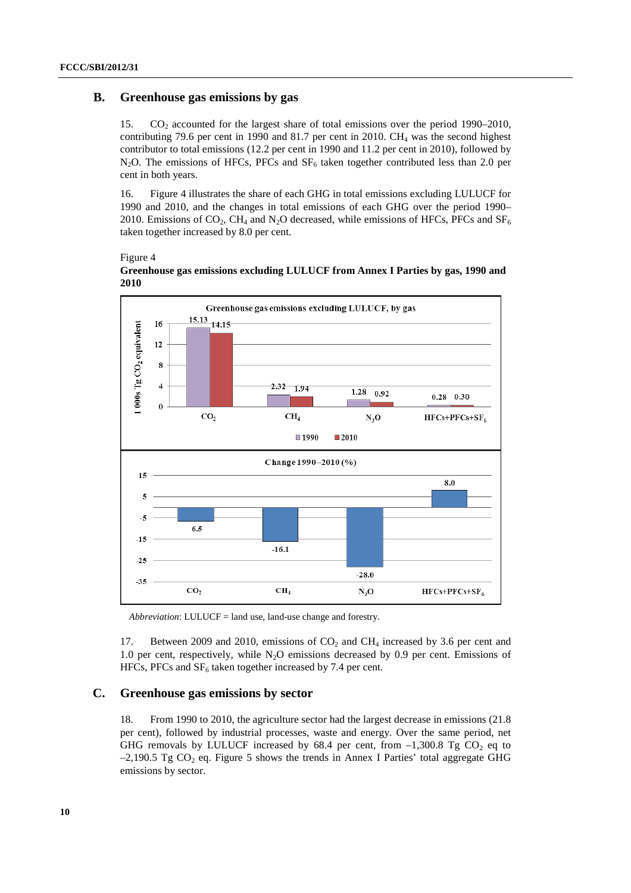## B. Greenhouse gas emissions by gas

15. $CO_2$ accounted for the largest share of total emissions over the period 1990–2010, contributing 79.6 per cent in 1990 and 81.7 per cent in 2010. $CH_4$ was the second highest contributor to total emissions (12.2 per cent in 1990 and 11.2 per cent in 2010), followed by $N_2O$. The emissions of HFCs, PFCs and $SF_6$ taken together contributed less than 2.0 per cent in both years.

16. Figure 4 illustrates the share of each GHG in total emissions excluding LULUCF for 1990 and 2010, and the changes in total emissions of each GHG over the period 1990–2010. Emissions of $CO_2$, $CH_4$ and $N_2O$ decreased, while emissions of HFCs, PFCs and $SF_6$ taken together increased by 8.0 per cent.

Figure 4

**Greenhouse gas emissions excluding LULUCF from Annex I Parties by gas, 1990 and 2010**

Greenhouse gas emissions excluding LULUCF, by gas (1 000s Tg $CO_2$ equivalent)

| | $CO_2$ | $CH_4$ | $N_2O$ | HFCs+PFCs+$SF_6$ |
|---|---|---|---|---|
| 1990 | 15.13 | 2.32 | 1.28 | 0.28 |
| 2010 | 14.15 | 1.94 | 0.92 | 0.30 |

Change 1990–2010 (%)

| $CO_2$ | $CH_4$ | $N_2O$ | HFCs+PFCs+$SF_6$ |
|---|---|---|---|
| 6.5 | -16.1 | -28.0 | 8.0 |

*Abbreviation*: LULUCF = land use, land-use change and forestry.

17. Between 2009 and 2010, emissions of $CO_2$ and $CH_4$ increased by 3.6 per cent and 1.0 per cent, respectively, while $N_2O$ emissions decreased by 0.9 per cent. Emissions of HFCs, PFCs and $SF_6$ taken together increased by 7.4 per cent.

## C. Greenhouse gas emissions by sector

18. From 1990 to 2010, the agriculture sector had the largest decrease in emissions (21.8 per cent), followed by industrial processes, waste and energy. Over the same period, net GHG removals by LULUCF increased by 68.4 per cent, from –1,300.8 Tg $CO_2$ eq to –2,190.5 Tg $CO_2$ eq. Figure 5 shows the trends in Annex I Parties' total aggregate GHG emissions by sector.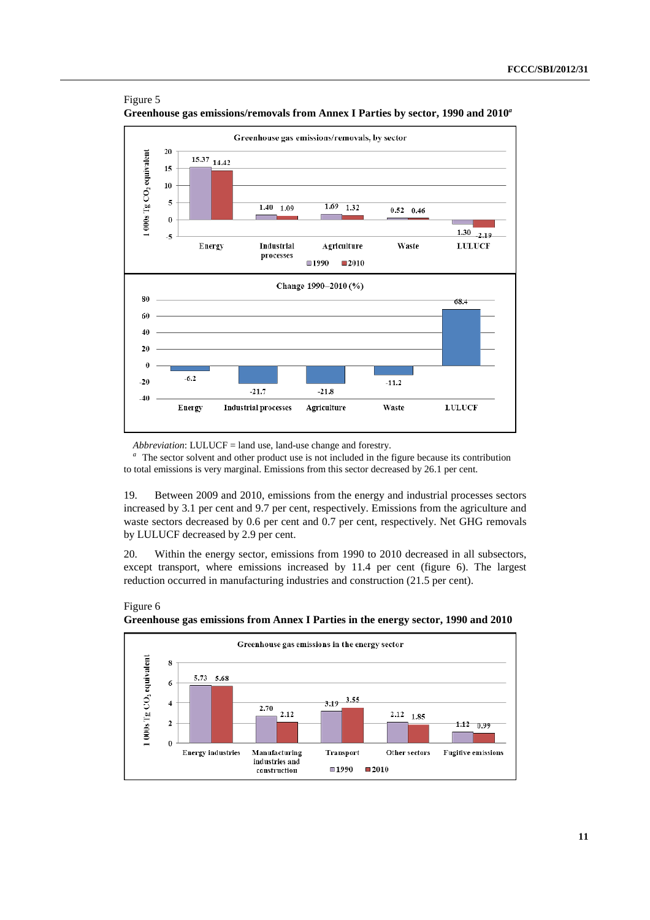Figure 5
**Greenhouse gas emissions/removals from Annex I Parties by sector, 1990 and 2010[a]**

| Greenhouse gas emissions/removals, by sector (1 000s Tg $CO_2$ equivalent) | Energy | Industrial processes | Agriculture | Waste | LULUCF |
| --- | --- | --- | --- | --- | --- |
| 1990 | 15.37 | 1.40 | 1.69 | 0.52 | -1.30 |
| 2010 | 14.42 | 1.09 | 1.32 | 0.46 | -2.19 |
| Change 1990–2010 (%) | -6.2 | -21.7 | -21.8 | -11.2 | 68.4 |

*Abbreviation*: LULUCF = land use, land-use change and forestry.

[a] The sector solvent and other product use is not included in the figure because its contribution to total emissions is very marginal. Emissions from this sector decreased by 26.1 per cent.

19. Between 2009 and 2010, emissions from the energy and industrial processes sectors increased by 3.1 per cent and 9.7 per cent, respectively. Emissions from the agriculture and waste sectors decreased by 0.6 per cent and 0.7 per cent, respectively. Net GHG removals by LULUCF decreased by 2.9 per cent.

20. Within the energy sector, emissions from 1990 to 2010 decreased in all subsectors, except transport, where emissions increased by 11.4 per cent (figure 6). The largest reduction occurred in manufacturing industries and construction (21.5 per cent).

Figure 6
**Greenhouse gas emissions from Annex I Parties in the energy sector, 1990 and 2010**

| Greenhouse gas emissions in the energy sector (1 000s Tg $CO_2$ equivalent) | Energy industries | Manufacturing industries and construction | Transport | Other sectors | Fugitive emissions |
| --- | --- | --- | --- | --- | --- |
| 1990 | 5.73 | 2.70 | 3.19 | 2.12 | 1.12 |
| 2010 | 5.68 | 2.12 | 3.55 | 1.85 | 0.99 |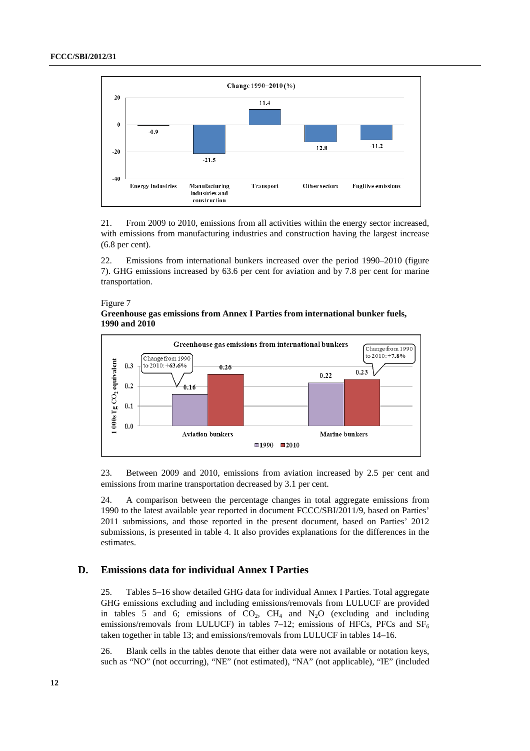Change 1990–2010 (%)

| Energy industries | Manufacturing industries and construction | Transport | Other sectors | Fugitive emissions |
|---|---|---|---|---|
| -0.9 | -21.5 | 11.4 | 12.8 | -11.2 |

21. From 2009 to 2010, emissions from all activities within the energy sector increased, with emissions from manufacturing industries and construction having the largest increase (6.8 per cent).

22. Emissions from international bunkers increased over the period 1990–2010 (figure 7). GHG emissions increased by 63.6 per cent for aviation and by 7.8 per cent for marine transportation.

Figure 7
**Greenhouse gas emissions from Annex I Parties from international bunker fuels, 1990 and 2010**

Greenhouse gas emissions from international bunkers (1 000s Tg $CO_2$ equivalent)

| | 1990 | 2010 | Change from 1990 to 2010 |
|---|---|---|---|
| Aviation bunkers | 0.16 | 0.26 | +63.6% |
| Marine bunkers | 0.22 | 0.23 | +7.8% |

23. Between 2009 and 2010, emissions from aviation increased by 2.5 per cent and emissions from marine transportation decreased by 3.1 per cent.

24. A comparison between the percentage changes in total aggregate emissions from 1990 to the latest available year reported in document FCCC/SBI/2011/9, based on Parties' 2011 submissions, and those reported in the present document, based on Parties' 2012 submissions, is presented in table 4. It also provides explanations for the differences in the estimates.

## D. Emissions data for individual Annex I Parties

25. Tables 5–16 show detailed GHG data for individual Annex I Parties. Total aggregate GHG emissions excluding and including emissions/removals from LULUCF are provided in tables 5 and 6; emissions of $CO_2$, $CH_4$ and $N_2O$ (excluding and including emissions/removals from LULUCF) in tables 7–12; emissions of HFCs, PFCs and $SF_6$ taken together in table 13; and emissions/removals from LULUCF in tables 14–16.

26. Blank cells in the tables denote that either data were not available or notation keys, such as "NO" (not occurring), "NE" (not estimated), "NA" (not applicable), "IE" (included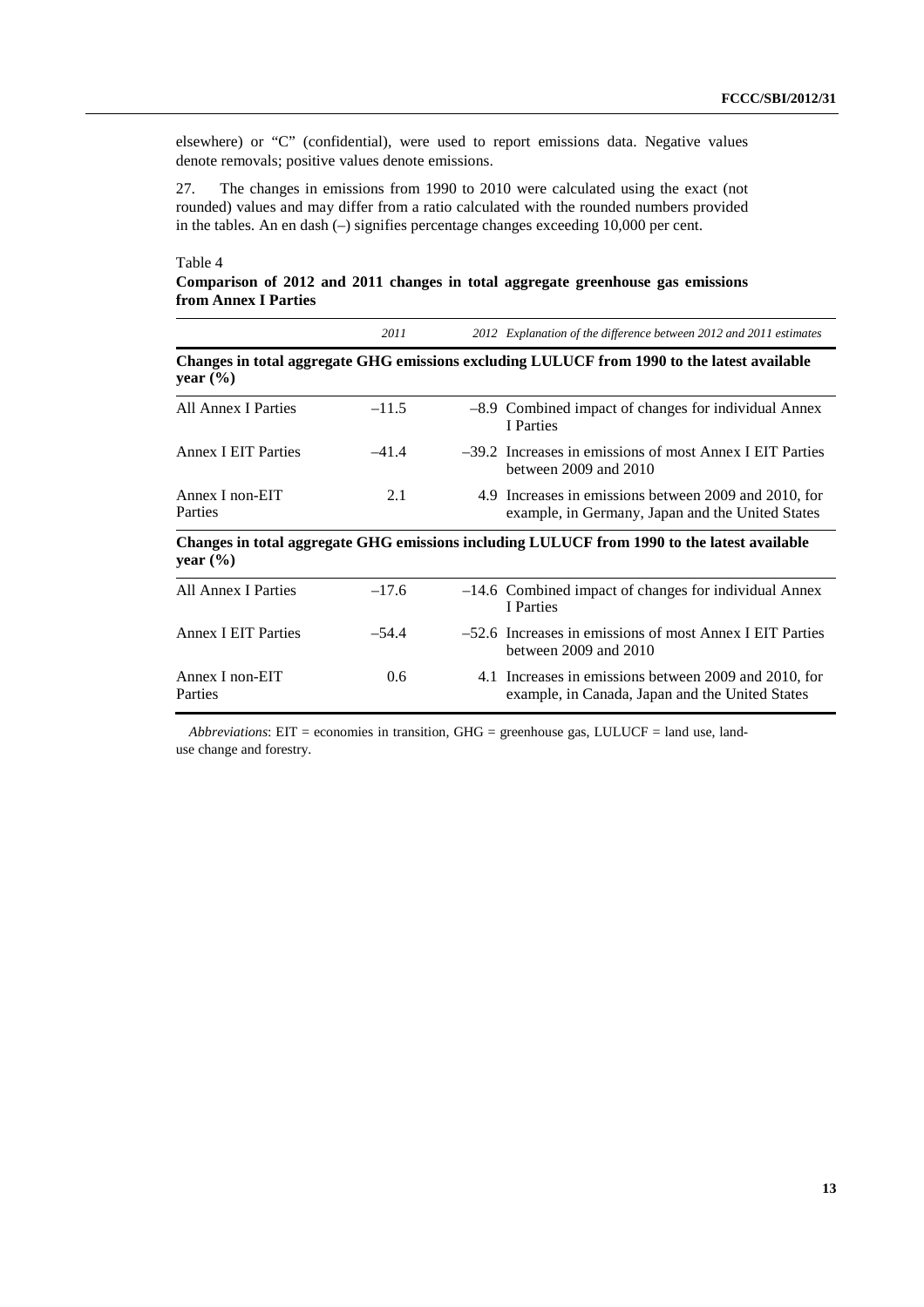elsewhere) or "C" (confidential), were used to report emissions data. Negative values denote removals; positive values denote emissions.

27. The changes in emissions from 1990 to 2010 were calculated using the exact (not rounded) values and may differ from a ratio calculated with the rounded numbers provided in the tables. An en dash (–) signifies percentage changes exceeding 10,000 per cent.

Table 4
**Comparison of 2012 and 2011 changes in total aggregate greenhouse gas emissions from Annex I Parties**

| | *2011* | *2012* | *Explanation of the difference between 2012 and 2011 estimates* |
|---|---|---|---|
| **Changes in total aggregate GHG emissions excluding LULUCF from 1990 to the latest available year (%)** | | | |
| All Annex I Parties | –11.5 | –8.9 | Combined impact of changes for individual Annex I Parties |
| Annex I EIT Parties | –41.4 | –39.2 | Increases in emissions of most Annex I EIT Parties between 2009 and 2010 |
| Annex I non-EIT Parties | 2.1 | 4.9 | Increases in emissions between 2009 and 2010, for example, in Germany, Japan and the United States |
| **Changes in total aggregate GHG emissions including LULUCF from 1990 to the latest available year (%)** | | | |
| All Annex I Parties | –17.6 | –14.6 | Combined impact of changes for individual Annex I Parties |
| Annex I EIT Parties | –54.4 | –52.6 | Increases in emissions of most Annex I EIT Parties between 2009 and 2010 |
| Annex I non-EIT Parties | 0.6 | 4.1 | Increases in emissions between 2009 and 2010, for example, in Canada, Japan and the United States |

*Abbreviations*: EIT = economies in transition, GHG = greenhouse gas, LULUCF = land use, land-use change and forestry.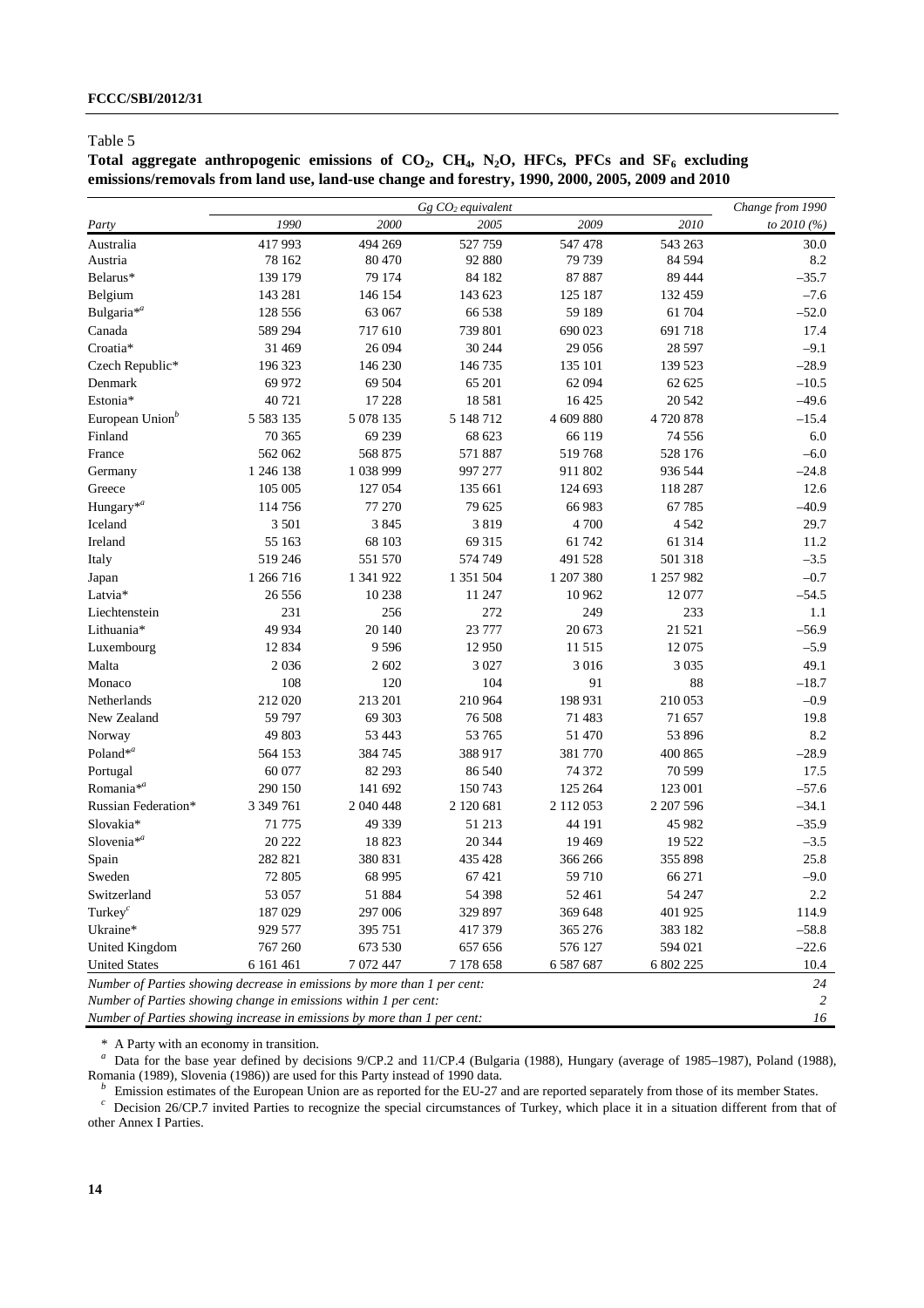Table 5

**Total aggregate anthropogenic emissions of $CO_2$, $CH_4$, $N_2O$, HFCs, PFCs and $SF_6$ excluding emissions/removals from land use, land-use change and forestry, 1990, 2000, 2005, 2009 and 2010**

| | *Gg $CO_2$ equivalent* | | | | | *Change from 1990* |
|---|---|---|---|---|---|---|
| *Party* | *1990* | *2000* | *2005* | *2009* | *2010* | *to 2010 (%)* |
| Australia | 417 993 | 494 269 | 527 759 | 547 478 | 543 263 | 30.0 |
| Austria | 78 162 | 80 470 | 92 880 | 79 739 | 84 594 | 8.2 |
| Belarus* | 139 179 | 79 174 | 84 182 | 87 887 | 89 444 | –35.7 |
| Belgium | 143 281 | 146 154 | 143 623 | 125 187 | 132 459 | –7.6 |
| Bulgaria*[a] | 128 556 | 63 067 | 66 538 | 59 189 | 61 704 | –52.0 |
| Canada | 589 294 | 717 610 | 739 801 | 690 023 | 691 718 | 17.4 |
| Croatia* | 31 469 | 26 094 | 30 244 | 29 056 | 28 597 | –9.1 |
| Czech Republic* | 196 323 | 146 230 | 146 735 | 135 101 | 139 523 | –28.9 |
| Denmark | 69 972 | 69 504 | 65 201 | 62 094 | 62 625 | –10.5 |
| Estonia* | 40 721 | 17 228 | 18 581 | 16 425 | 20 542 | –49.6 |
| European Union[b] | 5 583 135 | 5 078 135 | 5 148 712 | 4 609 880 | 4 720 878 | –15.4 |
| Finland | 70 365 | 69 239 | 68 623 | 66 119 | 74 556 | 6.0 |
| France | 562 062 | 568 875 | 571 887 | 519 768 | 528 176 | –6.0 |
| Germany | 1 246 138 | 1 038 999 | 997 277 | 911 802 | 936 544 | –24.8 |
| Greece | 105 005 | 127 054 | 135 661 | 124 693 | 118 287 | 12.6 |
| Hungary*[a] | 114 756 | 77 270 | 79 625 | 66 983 | 67 785 | –40.9 |
| Iceland | 3 501 | 3 845 | 3 819 | 4 700 | 4 542 | 29.7 |
| Ireland | 55 163 | 68 103 | 69 315 | 61 742 | 61 314 | 11.2 |
| Italy | 519 246 | 551 570 | 574 749 | 491 528 | 501 318 | –3.5 |
| Japan | 1 266 716 | 1 341 922 | 1 351 504 | 1 207 380 | 1 257 982 | –0.7 |
| Latvia* | 26 556 | 10 238 | 11 247 | 10 962 | 12 077 | –54.5 |
| Liechtenstein | 231 | 256 | 272 | 249 | 233 | 1.1 |
| Lithuania* | 49 934 | 20 140 | 23 777 | 20 673 | 21 521 | –56.9 |
| Luxembourg | 12 834 | 9 596 | 12 950 | 11 515 | 12 075 | –5.9 |
| Malta | 2 036 | 2 602 | 3 027 | 3 016 | 3 035 | 49.1 |
| Monaco | 108 | 120 | 104 | 91 | 88 | –18.7 |
| Netherlands | 212 020 | 213 201 | 210 964 | 198 931 | 210 053 | –0.9 |
| New Zealand | 59 797 | 69 303 | 76 508 | 71 483 | 71 657 | 19.8 |
| Norway | 49 803 | 53 443 | 53 765 | 51 470 | 53 896 | 8.2 |
| Poland*[a] | 564 153 | 384 745 | 388 917 | 381 770 | 400 865 | –28.9 |
| Portugal | 60 077 | 82 293 | 86 540 | 74 372 | 70 599 | 17.5 |
| Romania*[a] | 290 150 | 141 692 | 150 743 | 125 264 | 123 001 | –57.6 |
| Russian Federation* | 3 349 761 | 2 040 448 | 2 120 681 | 2 112 053 | 2 207 596 | –34.1 |
| Slovakia* | 71 775 | 49 339 | 51 213 | 44 191 | 45 982 | –35.9 |
| Slovenia*[a] | 20 222 | 18 823 | 20 344 | 19 469 | 19 522 | –3.5 |
| Spain | 282 821 | 380 831 | 435 428 | 366 266 | 355 898 | 25.8 |
| Sweden | 72 805 | 68 995 | 67 421 | 59 710 | 66 271 | –9.0 |
| Switzerland | 53 057 | 51 884 | 54 398 | 52 461 | 54 247 | 2.2 |
| Turkey[c] | 187 029 | 297 006 | 329 897 | 369 648 | 401 925 | 114.9 |
| Ukraine* | 929 577 | 395 751 | 417 379 | 365 276 | 383 182 | –58.8 |
| United Kingdom | 767 260 | 673 530 | 657 656 | 576 127 | 594 021 | –22.6 |
| United States | 6 161 461 | 7 072 447 | 7 178 658 | 6 587 687 | 6 802 225 | 10.4 |
| *Number of Parties showing decrease in emissions by more than 1 per cent:* | | | | | | *24* |
| *Number of Parties showing change in emissions within 1 per cent:* | | | | | | *2* |
| *Number of Parties showing increase in emissions by more than 1 per cent:* | | | | | | *16* |

\* A Party with an economy in transition.

[a] Data for the base year defined by decisions 9/CP.2 and 11/CP.4 (Bulgaria (1988), Hungary (average of 1985–1987), Poland (1988), Romania (1989), Slovenia (1986)) are used for this Party instead of 1990 data.

[b] Emission estimates of the European Union are as reported for the EU-27 and are reported separately from those of its member States.

[c] Decision 26/CP.7 invited Parties to recognize the special circumstances of Turkey, which place it in a situation different from that of other Annex I Parties.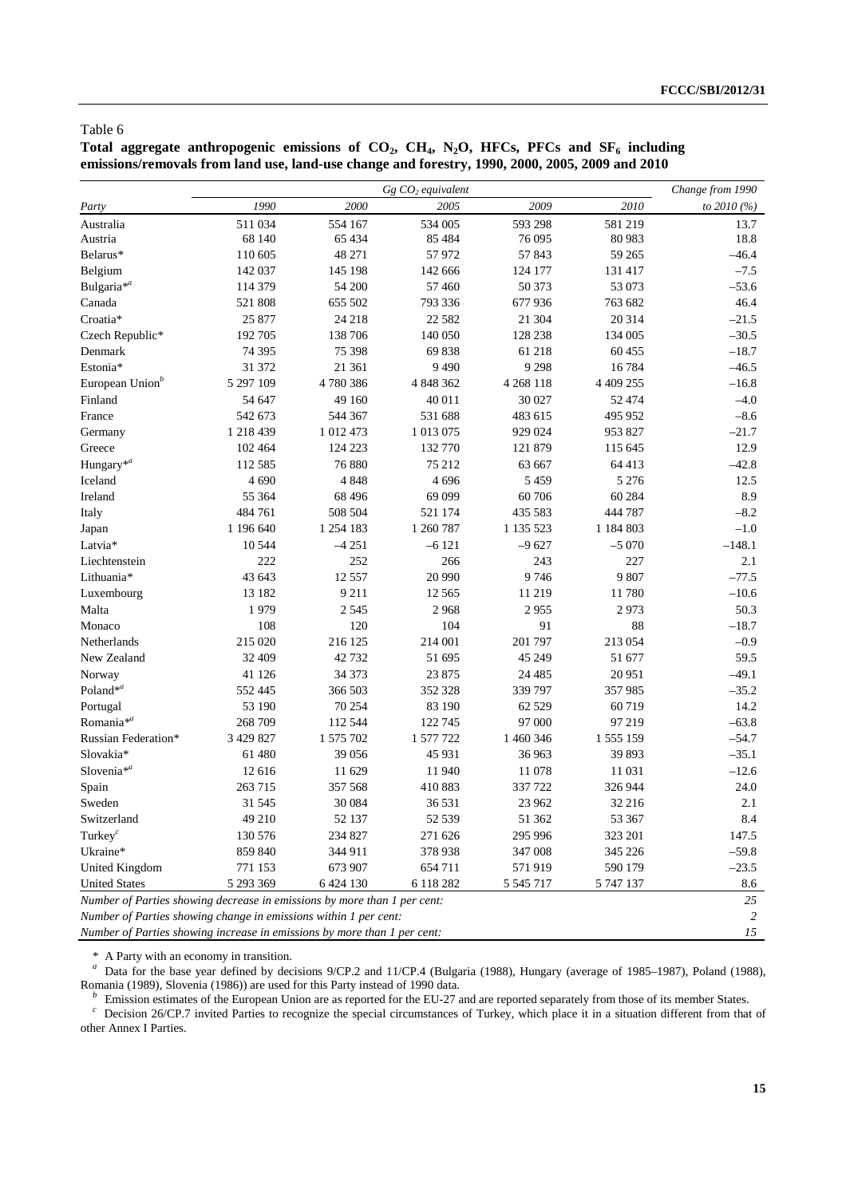Table 6

**Total aggregate anthropogenic emissions of $CO_2$, $CH_4$, $N_2O$, HFCs, PFCs and $SF_6$ including emissions/removals from land use, land-use change and forestry, 1990, 2000, 2005, 2009 and 2010**

| | *Gg $CO_2$ equivalent* | | | | | *Change from 1990* |
|---|---|---|---|---|---|---|
| *Party* | *1990* | *2000* | *2005* | *2009* | *2010* | *to 2010 (%)* |
| Australia | 511 034 | 554 167 | 534 005 | 593 298 | 581 219 | 13.7 |
| Austria | 68 140 | 65 434 | 85 484 | 76 095 | 80 983 | 18.8 |
| Belarus* | 110 605 | 48 271 | 57 972 | 57 843 | 59 265 | –46.4 |
| Belgium | 142 037 | 145 198 | 142 666 | 124 177 | 131 417 | –7.5 |
| Bulgaria*[a] | 114 379 | 54 200 | 57 460 | 50 373 | 53 073 | –53.6 |
| Canada | 521 808 | 655 502 | 793 336 | 677 936 | 763 682 | 46.4 |
| Croatia* | 25 877 | 24 218 | 22 582 | 21 304 | 20 314 | –21.5 |
| Czech Republic* | 192 705 | 138 706 | 140 050 | 128 238 | 134 005 | –30.5 |
| Denmark | 74 395 | 75 398 | 69 838 | 61 218 | 60 455 | –18.7 |
| Estonia* | 31 372 | 21 361 | 9 490 | 9 298 | 16 784 | –46.5 |
| European Union[b] | 5 297 109 | 4 780 386 | 4 848 362 | 4 268 118 | 4 409 255 | –16.8 |
| Finland | 54 647 | 49 160 | 40 011 | 30 027 | 52 474 | –4.0 |
| France | 542 673 | 544 367 | 531 688 | 483 615 | 495 952 | –8.6 |
| Germany | 1 218 439 | 1 012 473 | 1 013 075 | 929 024 | 953 827 | –21.7 |
| Greece | 102 464 | 124 223 | 132 770 | 121 879 | 115 645 | 12.9 |
| Hungary*[a] | 112 585 | 76 880 | 75 212 | 63 667 | 64 413 | –42.8 |
| Iceland | 4 690 | 4 848 | 4 696 | 5 459 | 5 276 | 12.5 |
| Ireland | 55 364 | 68 496 | 69 099 | 60 706 | 60 284 | 8.9 |
| Italy | 484 761 | 508 504 | 521 174 | 435 583 | 444 787 | –8.2 |
| Japan | 1 196 640 | 1 254 183 | 1 260 787 | 1 135 523 | 1 184 803 | –1.0 |
| Latvia* | 10 544 | –4 251 | –6 121 | –9 627 | –5 070 | –148.1 |
| Liechtenstein | 222 | 252 | 266 | 243 | 227 | 2.1 |
| Lithuania* | 43 643 | 12 557 | 20 990 | 9 746 | 9 807 | –77.5 |
| Luxembourg | 13 182 | 9 211 | 12 565 | 11 219 | 11 780 | –10.6 |
| Malta | 1 979 | 2 545 | 2 968 | 2 955 | 2 973 | 50.3 |
| Monaco | 108 | 120 | 104 | 91 | 88 | –18.7 |
| Netherlands | 215 020 | 216 125 | 214 001 | 201 797 | 213 054 | –0.9 |
| New Zealand | 32 409 | 42 732 | 51 695 | 45 249 | 51 677 | 59.5 |
| Norway | 41 126 | 34 373 | 23 875 | 24 485 | 20 951 | –49.1 |
| Poland*[a] | 552 445 | 366 503 | 352 328 | 339 797 | 357 985 | –35.2 |
| Portugal | 53 190 | 70 254 | 83 190 | 62 529 | 60 719 | 14.2 |
| Romania*[a] | 268 709 | 112 544 | 122 745 | 97 000 | 97 219 | –63.8 |
| Russian Federation* | 3 429 827 | 1 575 702 | 1 577 722 | 1 460 346 | 1 555 159 | –54.7 |
| Slovakia* | 61 480 | 39 056 | 45 931 | 36 963 | 39 893 | –35.1 |
| Slovenia*[a] | 12 616 | 11 629 | 11 940 | 11 078 | 11 031 | –12.6 |
| Spain | 263 715 | 357 568 | 410 883 | 337 722 | 326 944 | 24.0 |
| Sweden | 31 545 | 30 084 | 36 531 | 23 962 | 32 216 | 2.1 |
| Switzerland | 49 210 | 52 137 | 52 539 | 51 362 | 53 367 | 8.4 |
| Turkey[c] | 130 576 | 234 827 | 271 626 | 295 996 | 323 201 | 147.5 |
| Ukraine* | 859 840 | 344 911 | 378 938 | 347 008 | 345 226 | –59.8 |
| United Kingdom | 771 153 | 673 907 | 654 711 | 571 919 | 590 179 | –23.5 |
| United States | 5 293 369 | 6 424 130 | 6 118 282 | 5 545 717 | 5 747 137 | 8.6 |
| *Number of Parties showing decrease in emissions by more than 1 per cent:* | | | | | | *25* |
| *Number of Parties showing change in emissions within 1 per cent:* | | | | | | *2* |
| *Number of Parties showing increase in emissions by more than 1 per cent:* | | | | | | *15* |

\* A Party with an economy in transition.

[a] Data for the base year defined by decisions 9/CP.2 and 11/CP.4 (Bulgaria (1988), Hungary (average of 1985–1987), Poland (1988), Romania (1989), Slovenia (1986)) are used for this Party instead of 1990 data.

[b] Emission estimates of the European Union are as reported for the EU-27 and are reported separately from those of its member States.

[c] Decision 26/CP.7 invited Parties to recognize the special circumstances of Turkey, which place it in a situation different from that of other Annex I Parties.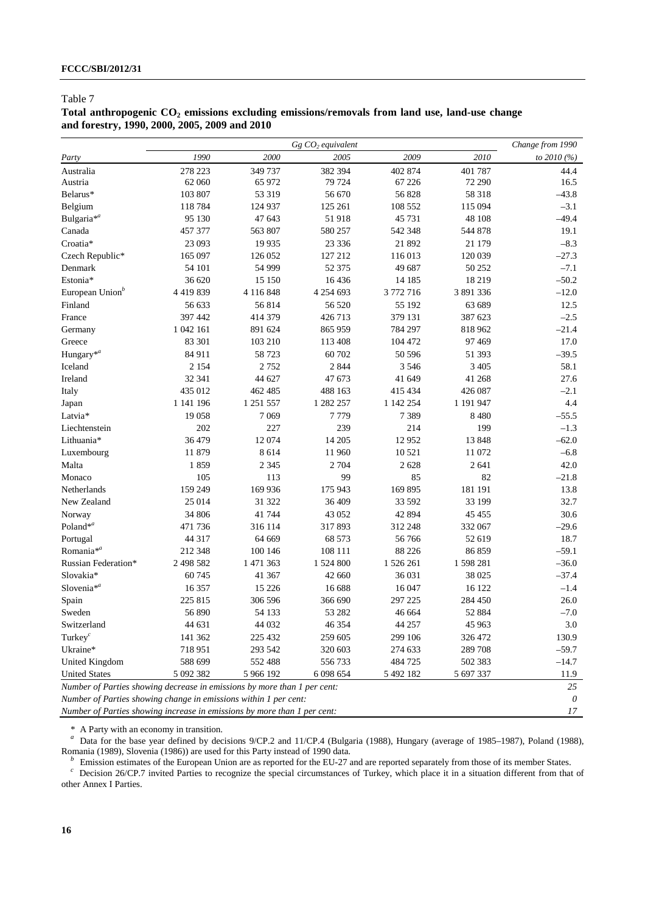Table 7

**Total anthropogenic $CO_2$ emissions excluding emissions/removals from land use, land-use change and forestry, 1990, 2000, 2005, 2009 and 2010**

| | *Gg $CO_2$ equivalent* | | | | | *Change from 1990* |
|---|---|---|---|---|---|---|
| *Party* | *1990* | *2000* | *2005* | *2009* | *2010* | *to 2010 (%)* |
| Australia | 278 223 | 349 737 | 382 394 | 402 874 | 401 787 | 44.4 |
| Austria | 62 060 | 65 972 | 79 724 | 67 226 | 72 290 | 16.5 |
| Belarus* | 103 807 | 53 319 | 56 670 | 56 828 | 58 318 | –43.8 |
| Belgium | 118 784 | 124 937 | 125 261 | 108 552 | 115 094 | –3.1 |
| Bulgaria*[a] | 95 130 | 47 643 | 51 918 | 45 731 | 48 108 | –49.4 |
| Canada | 457 377 | 563 807 | 580 257 | 542 348 | 544 878 | 19.1 |
| Croatia* | 23 093 | 19 935 | 23 336 | 21 892 | 21 179 | –8.3 |
| Czech Republic* | 165 097 | 126 052 | 127 212 | 116 013 | 120 039 | –27.3 |
| Denmark | 54 101 | 54 999 | 52 375 | 49 687 | 50 252 | –7.1 |
| Estonia* | 36 620 | 15 150 | 16 436 | 14 185 | 18 219 | –50.2 |
| European Union[b] | 4 419 839 | 4 116 848 | 4 254 693 | 3 772 716 | 3 891 336 | –12.0 |
| Finland | 56 633 | 56 814 | 56 520 | 55 192 | 63 689 | 12.5 |
| France | 397 442 | 414 379 | 426 713 | 379 131 | 387 623 | –2.5 |
| Germany | 1 042 161 | 891 624 | 865 959 | 784 297 | 818 962 | –21.4 |
| Greece | 83 301 | 103 210 | 113 408 | 104 472 | 97 469 | 17.0 |
| Hungary*[a] | 84 911 | 58 723 | 60 702 | 50 596 | 51 393 | –39.5 |
| Iceland | 2 154 | 2 752 | 2 844 | 3 546 | 3 405 | 58.1 |
| Ireland | 32 341 | 44 627 | 47 673 | 41 649 | 41 268 | 27.6 |
| Italy | 435 012 | 462 485 | 488 163 | 415 434 | 426 087 | –2.1 |
| Japan | 1 141 196 | 1 251 557 | 1 282 257 | 1 142 254 | 1 191 947 | 4.4 |
| Latvia* | 19 058 | 7 069 | 7 779 | 7 389 | 8 480 | –55.5 |
| Liechtenstein | 202 | 227 | 239 | 214 | 199 | –1.3 |
| Lithuania* | 36 479 | 12 074 | 14 205 | 12 952 | 13 848 | –62.0 |
| Luxembourg | 11 879 | 8 614 | 11 960 | 10 521 | 11 072 | –6.8 |
| Malta | 1 859 | 2 345 | 2 704 | 2 628 | 2 641 | 42.0 |
| Monaco | 105 | 113 | 99 | 85 | 82 | –21.8 |
| Netherlands | 159 249 | 169 936 | 175 943 | 169 895 | 181 191 | 13.8 |
| New Zealand | 25 014 | 31 322 | 36 409 | 33 592 | 33 199 | 32.7 |
| Norway | 34 806 | 41 744 | 43 052 | 42 894 | 45 455 | 30.6 |
| Poland*[a] | 471 736 | 316 114 | 317 893 | 312 248 | 332 067 | –29.6 |
| Portugal | 44 317 | 64 669 | 68 573 | 56 766 | 52 619 | 18.7 |
| Romania*[a] | 212 348 | 100 146 | 108 111 | 88 226 | 86 859 | –59.1 |
| Russian Federation* | 2 498 582 | 1 471 363 | 1 524 800 | 1 526 261 | 1 598 281 | –36.0 |
| Slovakia* | 60 745 | 41 367 | 42 660 | 36 031 | 38 025 | –37.4 |
| Slovenia*[a] | 16 357 | 15 226 | 16 688 | 16 047 | 16 122 | –1.4 |
| Spain | 225 815 | 306 596 | 366 690 | 297 225 | 284 450 | 26.0 |
| Sweden | 56 890 | 54 133 | 53 282 | 46 664 | 52 884 | –7.0 |
| Switzerland | 44 631 | 44 032 | 46 354 | 44 257 | 45 963 | 3.0 |
| Turkey[c] | 141 362 | 225 432 | 259 605 | 299 106 | 326 472 | 130.9 |
| Ukraine* | 718 951 | 293 542 | 320 603 | 274 633 | 289 708 | –59.7 |
| United Kingdom | 588 699 | 552 488 | 556 733 | 484 725 | 502 383 | –14.7 |
| United States | 5 092 382 | 5 966 192 | 6 098 654 | 5 492 182 | 5 697 337 | 11.9 |
| *Number of Parties showing decrease in emissions by more than 1 per cent:* | | | | | | *25* |
| *Number of Parties showing change in emissions within 1 per cent:* | | | | | | *0* |
| *Number of Parties showing increase in emissions by more than 1 per cent:* | | | | | | *17* |

\* A Party with an economy in transition.

[a] Data for the base year defined by decisions 9/CP.2 and 11/CP.4 (Bulgaria (1988), Hungary (average of 1985–1987), Poland (1988), Romania (1989), Slovenia (1986)) are used for this Party instead of 1990 data.

[b] Emission estimates of the European Union are as reported for the EU-27 and are reported separately from those of its member States.

[c] Decision 26/CP.7 invited Parties to recognize the special circumstances of Turkey, which place it in a situation different from that of other Annex I Parties.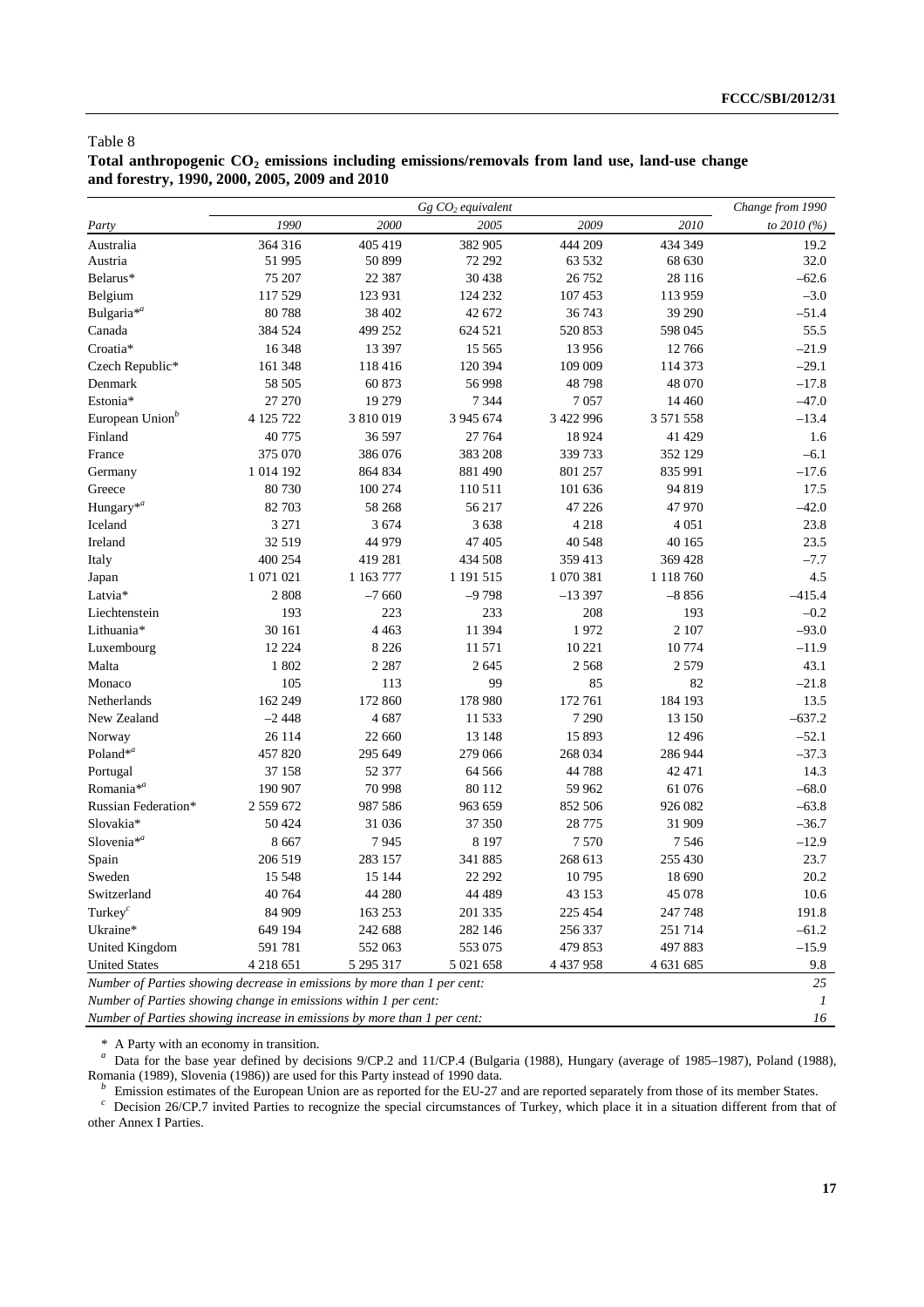Table 8
**Total anthropogenic $CO_2$ emissions including emissions/removals from land use, land-use change and forestry, 1990, 2000, 2005, 2009 and 2010**

| | *Gg $CO_2$ equivalent* | | | | | *Change from 1990* |
|---|---|---|---|---|---|---|
| *Party* | *1990* | *2000* | *2005* | *2009* | *2010* | *to 2010 (%)* |
| Australia | 364 316 | 405 419 | 382 905 | 444 209 | 434 349 | 19.2 |
| Austria | 51 995 | 50 899 | 72 292 | 63 532 | 68 630 | 32.0 |
| Belarus* | 75 207 | 22 387 | 30 438 | 26 752 | 28 116 | –62.6 |
| Belgium | 117 529 | 123 931 | 124 232 | 107 453 | 113 959 | –3.0 |
| Bulgaria*[a] | 80 788 | 38 402 | 42 672 | 36 743 | 39 290 | –51.4 |
| Canada | 384 524 | 499 252 | 624 521 | 520 853 | 598 045 | 55.5 |
| Croatia* | 16 348 | 13 397 | 15 565 | 13 956 | 12 766 | –21.9 |
| Czech Republic* | 161 348 | 118 416 | 120 394 | 109 009 | 114 373 | –29.1 |
| Denmark | 58 505 | 60 873 | 56 998 | 48 798 | 48 070 | –17.8 |
| Estonia* | 27 270 | 19 279 | 7 344 | 7 057 | 14 460 | –47.0 |
| European Union[b] | 4 125 722 | 3 810 019 | 3 945 674 | 3 422 996 | 3 571 558 | –13.4 |
| Finland | 40 775 | 36 597 | 27 764 | 18 924 | 41 429 | 1.6 |
| France | 375 070 | 386 076 | 383 208 | 339 733 | 352 129 | –6.1 |
| Germany | 1 014 192 | 864 834 | 881 490 | 801 257 | 835 991 | –17.6 |
| Greece | 80 730 | 100 274 | 110 511 | 101 636 | 94 819 | 17.5 |
| Hungary*[a] | 82 703 | 58 268 | 56 217 | 47 226 | 47 970 | –42.0 |
| Iceland | 3 271 | 3 674 | 3 638 | 4 218 | 4 051 | 23.8 |
| Ireland | 32 519 | 44 979 | 47 405 | 40 548 | 40 165 | 23.5 |
| Italy | 400 254 | 419 281 | 434 508 | 359 413 | 369 428 | –7.7 |
| Japan | 1 071 021 | 1 163 777 | 1 191 515 | 1 070 381 | 1 118 760 | 4.5 |
| Latvia* | 2 808 | –7 660 | –9 798 | –13 397 | –8 856 | –415.4 |
| Liechtenstein | 193 | 223 | 233 | 208 | 193 | –0.2 |
| Lithuania* | 30 161 | 4 463 | 11 394 | 1 972 | 2 107 | –93.0 |
| Luxembourg | 12 224 | 8 226 | 11 571 | 10 221 | 10 774 | –11.9 |
| Malta | 1 802 | 2 287 | 2 645 | 2 568 | 2 579 | 43.1 |
| Monaco | 105 | 113 | 99 | 85 | 82 | –21.8 |
| Netherlands | 162 249 | 172 860 | 178 980 | 172 761 | 184 193 | 13.5 |
| New Zealand | –2 448 | 4 687 | 11 533 | 7 290 | 13 150 | –637.2 |
| Norway | 26 114 | 22 660 | 13 148 | 15 893 | 12 496 | –52.1 |
| Poland*[a] | 457 820 | 295 649 | 279 066 | 268 034 | 286 944 | –37.3 |
| Portugal | 37 158 | 52 377 | 64 566 | 44 788 | 42 471 | 14.3 |
| Romania*[a] | 190 907 | 70 998 | 80 112 | 59 962 | 61 076 | –68.0 |
| Russian Federation* | 2 559 672 | 987 586 | 963 659 | 852 506 | 926 082 | –63.8 |
| Slovakia* | 50 424 | 31 036 | 37 350 | 28 775 | 31 909 | –36.7 |
| Slovenia*[a] | 8 667 | 7 945 | 8 197 | 7 570 | 7 546 | –12.9 |
| Spain | 206 519 | 283 157 | 341 885 | 268 613 | 255 430 | 23.7 |
| Sweden | 15 548 | 15 144 | 22 292 | 10 795 | 18 690 | 20.2 |
| Switzerland | 40 764 | 44 280 | 44 489 | 43 153 | 45 078 | 10.6 |
| Turkey[c] | 84 909 | 163 253 | 201 335 | 225 454 | 247 748 | 191.8 |
| Ukraine* | 649 194 | 242 688 | 282 146 | 256 337 | 251 714 | –61.2 |
| United Kingdom | 591 781 | 552 063 | 553 075 | 479 853 | 497 883 | –15.9 |
| United States | 4 218 651 | 5 295 317 | 5 021 658 | 4 437 958 | 4 631 685 | 9.8 |
| *Number of Parties showing decrease in emissions by more than 1 per cent:* | | | | | | *25* |
| *Number of Parties showing change in emissions within 1 per cent:* | | | | | | *1* |
| *Number of Parties showing increase in emissions by more than 1 per cent:* | | | | | | *16* |

\* A Party with an economy in transition.

[a] Data for the base year defined by decisions 9/CP.2 and 11/CP.4 (Bulgaria (1988), Hungary (average of 1985–1987), Poland (1988), Romania (1989), Slovenia (1986)) are used for this Party instead of 1990 data.

[b] Emission estimates of the European Union are as reported for the EU-27 and are reported separately from those of its member States.

[c] Decision 26/CP.7 invited Parties to recognize the special circumstances of Turkey, which place it in a situation different from that of other Annex I Parties.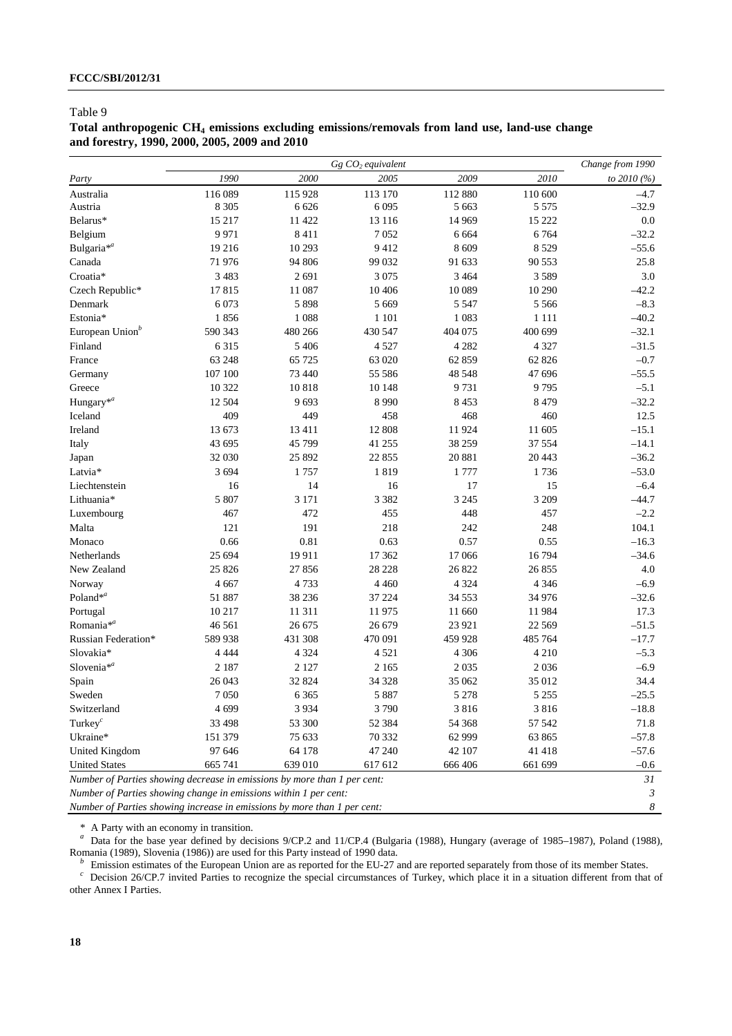Table 9

**Total anthropogenic $CH_4$ emissions excluding emissions/removals from land use, land-use change and forestry, 1990, 2000, 2005, 2009 and 2010**

| | *Gg $CO_2$ equivalent* | | | | | *Change from 1990* |
|---|---|---|---|---|---|---|
| *Party* | *1990* | *2000* | *2005* | *2009* | *2010* | *to 2010 (%)* |
| Australia | 116 089 | 115 928 | 113 170 | 112 880 | 110 600 | –4.7 |
| Austria | 8 305 | 6 626 | 6 095 | 5 663 | 5 575 | –32.9 |
| Belarus* | 15 217 | 11 422 | 13 116 | 14 969 | 15 222 | 0.0 |
| Belgium | 9 971 | 8 411 | 7 052 | 6 664 | 6 764 | –32.2 |
| Bulgaria*[a] | 19 216 | 10 293 | 9 412 | 8 609 | 8 529 | –55.6 |
| Canada | 71 976 | 94 806 | 99 032 | 91 633 | 90 553 | 25.8 |
| Croatia* | 3 483 | 2 691 | 3 075 | 3 464 | 3 589 | 3.0 |
| Czech Republic* | 17 815 | 11 087 | 10 406 | 10 089 | 10 290 | –42.2 |
| Denmark | 6 073 | 5 898 | 5 669 | 5 547 | 5 566 | –8.3 |
| Estonia* | 1 856 | 1 088 | 1 101 | 1 083 | 1 111 | –40.2 |
| European Union[b] | 590 343 | 480 266 | 430 547 | 404 075 | 400 699 | –32.1 |
| Finland | 6 315 | 5 406 | 4 527 | 4 282 | 4 327 | –31.5 |
| France | 63 248 | 65 725 | 63 020 | 62 859 | 62 826 | –0.7 |
| Germany | 107 100 | 73 440 | 55 586 | 48 548 | 47 696 | –55.5 |
| Greece | 10 322 | 10 818 | 10 148 | 9 731 | 9 795 | –5.1 |
| Hungary*[a] | 12 504 | 9 693 | 8 990 | 8 453 | 8 479 | –32.2 |
| Iceland | 409 | 449 | 458 | 468 | 460 | 12.5 |
| Ireland | 13 673 | 13 411 | 12 808 | 11 924 | 11 605 | –15.1 |
| Italy | 43 695 | 45 799 | 41 255 | 38 259 | 37 554 | –14.1 |
| Japan | 32 030 | 25 892 | 22 855 | 20 881 | 20 443 | –36.2 |
| Latvia* | 3 694 | 1 757 | 1 819 | 1 777 | 1 736 | –53.0 |
| Liechtenstein | 16 | 14 | 16 | 17 | 15 | –6.4 |
| Lithuania* | 5 807 | 3 171 | 3 382 | 3 245 | 3 209 | –44.7 |
| Luxembourg | 467 | 472 | 455 | 448 | 457 | –2.2 |
| Malta | 121 | 191 | 218 | 242 | 248 | 104.1 |
| Monaco | 0.66 | 0.81 | 0.63 | 0.57 | 0.55 | –16.3 |
| Netherlands | 25 694 | 19 911 | 17 362 | 17 066 | 16 794 | –34.6 |
| New Zealand | 25 826 | 27 856 | 28 228 | 26 822 | 26 855 | 4.0 |
| Norway | 4 667 | 4 733 | 4 460 | 4 324 | 4 346 | –6.9 |
| Poland*[a] | 51 887 | 38 236 | 37 224 | 34 553 | 34 976 | –32.6 |
| Portugal | 10 217 | 11 311 | 11 975 | 11 660 | 11 984 | 17.3 |
| Romania*[a] | 46 561 | 26 675 | 26 679 | 23 921 | 22 569 | –51.5 |
| Russian Federation* | 589 938 | 431 308 | 470 091 | 459 928 | 485 764 | –17.7 |
| Slovakia* | 4 444 | 4 324 | 4 521 | 4 306 | 4 210 | –5.3 |
| Slovenia*[a] | 2 187 | 2 127 | 2 165 | 2 035 | 2 036 | –6.9 |
| Spain | 26 043 | 32 824 | 34 328 | 35 062 | 35 012 | 34.4 |
| Sweden | 7 050 | 6 365 | 5 887 | 5 278 | 5 255 | –25.5 |
| Switzerland | 4 699 | 3 934 | 3 790 | 3 816 | 3 816 | –18.8 |
| Turkey[c] | 33 498 | 53 300 | 52 384 | 54 368 | 57 542 | 71.8 |
| Ukraine* | 151 379 | 75 633 | 70 332 | 62 999 | 63 865 | –57.8 |
| United Kingdom | 97 646 | 64 178 | 47 240 | 42 107 | 41 418 | –57.6 |
| United States | 665 741 | 639 010 | 617 612 | 666 406 | 661 699 | –0.6 |
| *Number of Parties showing decrease in emissions by more than 1 per cent:* | | | | | | *31* |
| *Number of Parties showing change in emissions within 1 per cent:* | | | | | | *3* |
| *Number of Parties showing increase in emissions by more than 1 per cent:* | | | | | | *8* |

\* A Party with an economy in transition.

[a] Data for the base year defined by decisions 9/CP.2 and 11/CP.4 (Bulgaria (1988), Hungary (average of 1985–1987), Poland (1988), Romania (1989), Slovenia (1986)) are used for this Party instead of 1990 data.

[b] Emission estimates of the European Union are as reported for the EU-27 and are reported separately from those of its member States.

[c] Decision 26/CP.7 invited Parties to recognize the special circumstances of Turkey, which place it in a situation different from that of other Annex I Parties.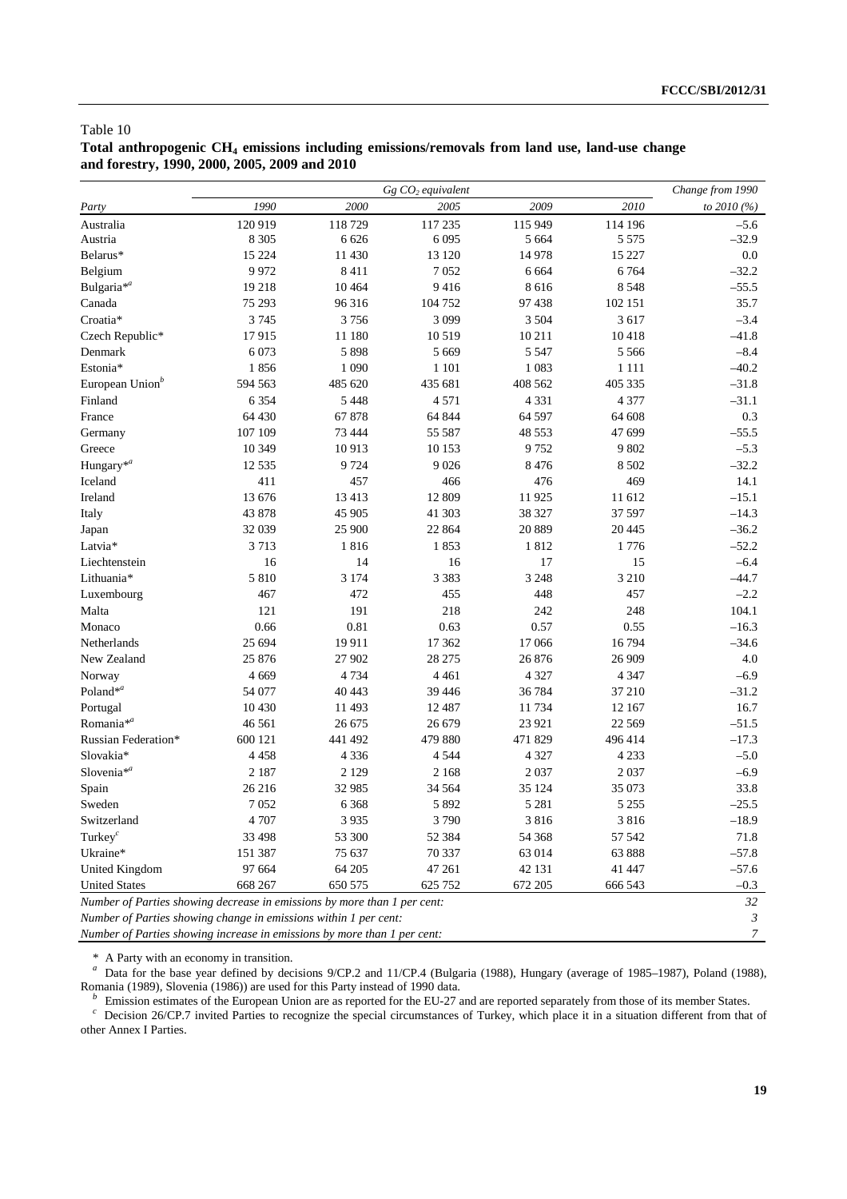Table 10

**Total anthropogenic $CH_4$ emissions including emissions/removals from land use, land-use change and forestry, 1990, 2000, 2005, 2009 and 2010**

| | *Gg $CO_2$ equivalent* | | | | | *Change from 1990* |
|---|---|---|---|---|---|---|
| *Party* | *1990* | *2000* | *2005* | *2009* | *2010* | *to 2010 (%)* |
| Australia | 120 919 | 118 729 | 117 235 | 115 949 | 114 196 | –5.6 |
| Austria | 8 305 | 6 626 | 6 095 | 5 664 | 5 575 | –32.9 |
| Belarus* | 15 224 | 11 430 | 13 120 | 14 978 | 15 227 | 0.0 |
| Belgium | 9 972 | 8 411 | 7 052 | 6 664 | 6 764 | –32.2 |
| Bulgaria*[a] | 19 218 | 10 464 | 9 416 | 8 616 | 8 548 | –55.5 |
| Canada | 75 293 | 96 316 | 104 752 | 97 438 | 102 151 | 35.7 |
| Croatia* | 3 745 | 3 756 | 3 099 | 3 504 | 3 617 | –3.4 |
| Czech Republic* | 17 915 | 11 180 | 10 519 | 10 211 | 10 418 | –41.8 |
| Denmark | 6 073 | 5 898 | 5 669 | 5 547 | 5 566 | –8.4 |
| Estonia* | 1 856 | 1 090 | 1 101 | 1 083 | 1 111 | –40.2 |
| European Union[b] | 594 563 | 485 620 | 435 681 | 408 562 | 405 335 | –31.8 |
| Finland | 6 354 | 5 448 | 4 571 | 4 331 | 4 377 | –31.1 |
| France | 64 430 | 67 878 | 64 844 | 64 597 | 64 608 | 0.3 |
| Germany | 107 109 | 73 444 | 55 587 | 48 553 | 47 699 | –55.5 |
| Greece | 10 349 | 10 913 | 10 153 | 9 752 | 9 802 | –5.3 |
| Hungary*[a] | 12 535 | 9 724 | 9 026 | 8 476 | 8 502 | –32.2 |
| Iceland | 411 | 457 | 466 | 476 | 469 | 14.1 |
| Ireland | 13 676 | 13 413 | 12 809 | 11 925 | 11 612 | –15.1 |
| Italy | 43 878 | 45 905 | 41 303 | 38 327 | 37 597 | –14.3 |
| Japan | 32 039 | 25 900 | 22 864 | 20 889 | 20 445 | –36.2 |
| Latvia* | 3 713 | 1 816 | 1 853 | 1 812 | 1 776 | –52.2 |
| Liechtenstein | 16 | 14 | 16 | 17 | 15 | –6.4 |
| Lithuania* | 5 810 | 3 174 | 3 383 | 3 248 | 3 210 | –44.7 |
| Luxembourg | 467 | 472 | 455 | 448 | 457 | –2.2 |
| Malta | 121 | 191 | 218 | 242 | 248 | 104.1 |
| Monaco | 0.66 | 0.81 | 0.63 | 0.57 | 0.55 | –16.3 |
| Netherlands | 25 694 | 19 911 | 17 362 | 17 066 | 16 794 | –34.6 |
| New Zealand | 25 876 | 27 902 | 28 275 | 26 876 | 26 909 | 4.0 |
| Norway | 4 669 | 4 734 | 4 461 | 4 327 | 4 347 | –6.9 |
| Poland*[a] | 54 077 | 40 443 | 39 446 | 36 784 | 37 210 | –31.2 |
| Portugal | 10 430 | 11 493 | 12 487 | 11 734 | 12 167 | 16.7 |
| Romania*[a] | 46 561 | 26 675 | 26 679 | 23 921 | 22 569 | –51.5 |
| Russian Federation* | 600 121 | 441 492 | 479 880 | 471 829 | 496 414 | –17.3 |
| Slovakia* | 4 458 | 4 336 | 4 544 | 4 327 | 4 233 | –5.0 |
| Slovenia*[a] | 2 187 | 2 129 | 2 168 | 2 037 | 2 037 | –6.9 |
| Spain | 26 216 | 32 985 | 34 564 | 35 124 | 35 073 | 33.8 |
| Sweden | 7 052 | 6 368 | 5 892 | 5 281 | 5 255 | –25.5 |
| Switzerland | 4 707 | 3 935 | 3 790 | 3 816 | 3 816 | –18.9 |
| Turkey[c] | 33 498 | 53 300 | 52 384 | 54 368 | 57 542 | 71.8 |
| Ukraine* | 151 387 | 75 637 | 70 337 | 63 014 | 63 888 | –57.8 |
| United Kingdom | 97 664 | 64 205 | 47 261 | 42 131 | 41 447 | –57.6 |
| United States | 668 267 | 650 575 | 625 752 | 672 205 | 666 543 | –0.3 |
| *Number of Parties showing decrease in emissions by more than 1 per cent:* | | | | | | *32* |
| *Number of Parties showing change in emissions within 1 per cent:* | | | | | | *3* |
| *Number of Parties showing increase in emissions by more than 1 per cent:* | | | | | | *7* |

\* A Party with an economy in transition.

[a] Data for the base year defined by decisions 9/CP.2 and 11/CP.4 (Bulgaria (1988), Hungary (average of 1985–1987), Poland (1988), Romania (1989), Slovenia (1986)) are used for this Party instead of 1990 data.

[b] Emission estimates of the European Union are as reported for the EU-27 and are reported separately from those of its member States.

[c] Decision 26/CP.7 invited Parties to recognize the special circumstances of Turkey, which place it in a situation different from that of other Annex I Parties.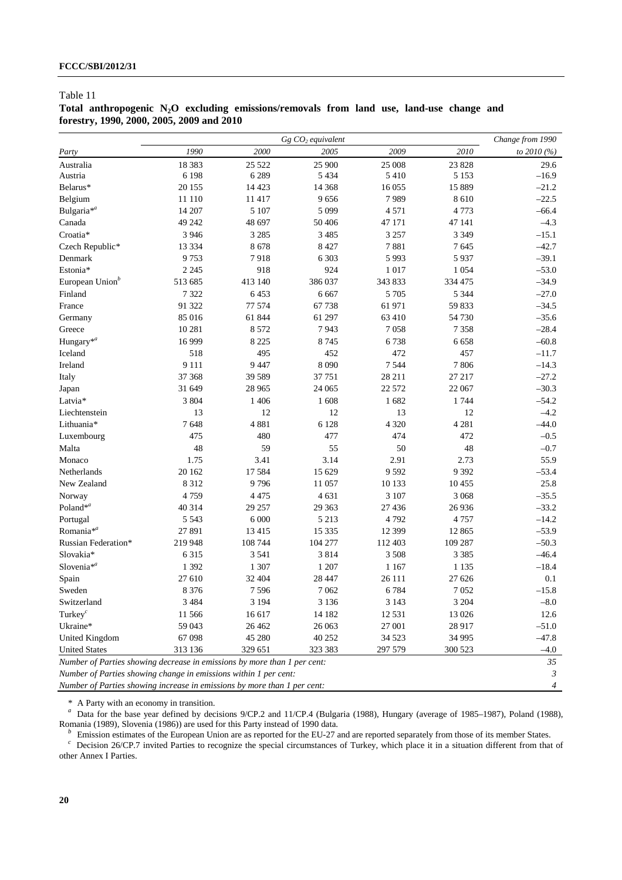Table 11

**Total anthropogenic $N_2O$ excluding emissions/removals from land use, land-use change and forestry, 1990, 2000, 2005, 2009 and 2010**

| | *Gg $CO_2$ equivalent* | | | | | *Change from 1990* |
|---|---|---|---|---|---|---|
| *Party* | *1990* | *2000* | *2005* | *2009* | *2010* | *to 2010 (%)* |
| Australia | 18 383 | 25 522 | 25 900 | 25 008 | 23 828 | 29.6 |
| Austria | 6 198 | 6 289 | 5 434 | 5 410 | 5 153 | –16.9 |
| Belarus* | 20 155 | 14 423 | 14 368 | 16 055 | 15 889 | –21.2 |
| Belgium | 11 110 | 11 417 | 9 656 | 7 989 | 8 610 | –22.5 |
| Bulgaria*[a] | 14 207 | 5 107 | 5 099 | 4 571 | 4 773 | –66.4 |
| Canada | 49 242 | 48 697 | 50 406 | 47 171 | 47 141 | –4.3 |
| Croatia* | 3 946 | 3 285 | 3 485 | 3 257 | 3 349 | –15.1 |
| Czech Republic* | 13 334 | 8 678 | 8 427 | 7 881 | 7 645 | –42.7 |
| Denmark | 9 753 | 7 918 | 6 303 | 5 993 | 5 937 | –39.1 |
| Estonia* | 2 245 | 918 | 924 | 1 017 | 1 054 | –53.0 |
| European Union[b] | 513 685 | 413 140 | 386 037 | 343 833 | 334 475 | –34.9 |
| Finland | 7 322 | 6 453 | 6 667 | 5 705 | 5 344 | –27.0 |
| France | 91 322 | 77 574 | 67 738 | 61 971 | 59 833 | –34.5 |
| Germany | 85 016 | 61 844 | 61 297 | 63 410 | 54 730 | –35.6 |
| Greece | 10 281 | 8 572 | 7 943 | 7 058 | 7 358 | –28.4 |
| Hungary*[a] | 16 999 | 8 225 | 8 745 | 6 738 | 6 658 | –60.8 |
| Iceland | 518 | 495 | 452 | 472 | 457 | –11.7 |
| Ireland | 9 111 | 9 447 | 8 090 | 7 544 | 7 806 | –14.3 |
| Italy | 37 368 | 39 589 | 37 751 | 28 211 | 27 217 | –27.2 |
| Japan | 31 649 | 28 965 | 24 065 | 22 572 | 22 067 | –30.3 |
| Latvia* | 3 804 | 1 406 | 1 608 | 1 682 | 1 744 | –54.2 |
| Liechtenstein | 13 | 12 | 12 | 13 | 12 | –4.2 |
| Lithuania* | 7 648 | 4 881 | 6 128 | 4 320 | 4 281 | –44.0 |
| Luxembourg | 475 | 480 | 477 | 474 | 472 | –0.5 |
| Malta | 48 | 59 | 55 | 50 | 48 | –0.7 |
| Monaco | 1.75 | 3.41 | 3.14 | 2.91 | 2.73 | 55.9 |
| Netherlands | 20 162 | 17 584 | 15 629 | 9 592 | 9 392 | –53.4 |
| New Zealand | 8 312 | 9 796 | 11 057 | 10 133 | 10 455 | 25.8 |
| Norway | 4 759 | 4 475 | 4 631 | 3 107 | 3 068 | –35.5 |
| Poland*[a] | 40 314 | 29 257 | 29 363 | 27 436 | 26 936 | –33.2 |
| Portugal | 5 543 | 6 000 | 5 213 | 4 792 | 4 757 | –14.2 |
| Romania*[a] | 27 891 | 13 415 | 15 335 | 12 399 | 12 865 | –53.9 |
| Russian Federation* | 219 948 | 108 744 | 104 277 | 112 403 | 109 287 | –50.3 |
| Slovakia* | 6 315 | 3 541 | 3 814 | 3 508 | 3 385 | –46.4 |
| Slovenia*[a] | 1 392 | 1 307 | 1 207 | 1 167 | 1 135 | –18.4 |
| Spain | 27 610 | 32 404 | 28 447 | 26 111 | 27 626 | 0.1 |
| Sweden | 8 376 | 7 596 | 7 062 | 6 784 | 7 052 | –15.8 |
| Switzerland | 3 484 | 3 194 | 3 136 | 3 143 | 3 204 | –8.0 |
| Turkey[c] | 11 566 | 16 617 | 14 182 | 12 531 | 13 026 | 12.6 |
| Ukraine* | 59 043 | 26 462 | 26 063 | 27 001 | 28 917 | –51.0 |
| United Kingdom | 67 098 | 45 280 | 40 252 | 34 523 | 34 995 | –47.8 |
| United States | 313 136 | 329 651 | 323 383 | 297 579 | 300 523 | –4.0 |
| *Number of Parties showing decrease in emissions by more than 1 per cent:* | | | | | | *35* |
| *Number of Parties showing change in emissions within 1 per cent:* | | | | | | *3* |
| *Number of Parties showing increase in emissions by more than 1 per cent:* | | | | | | *4* |

\* A Party with an economy in transition.

[a] Data for the base year defined by decisions 9/CP.2 and 11/CP.4 (Bulgaria (1988), Hungary (average of 1985–1987), Poland (1988), Romania (1989), Slovenia (1986)) are used for this Party instead of 1990 data.

[b] Emission estimates of the European Union are as reported for the EU-27 and are reported separately from those of its member States.

[c] Decision 26/CP.7 invited Parties to recognize the special circumstances of Turkey, which place it in a situation different from that of other Annex I Parties.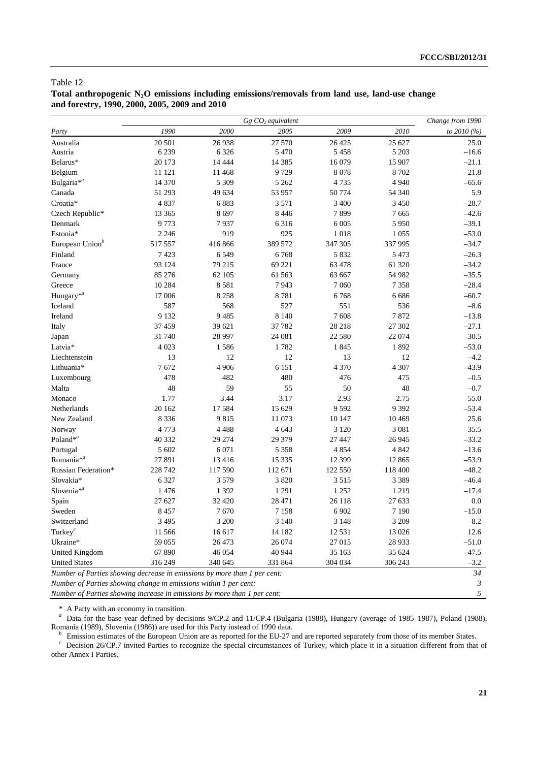Table 12
**Total anthropogenic $N_2O$ emissions including emissions/removals from land use, land-use change and forestry, 1990, 2000, 2005, 2009 and 2010**

| | *Gg $CO_2$ equivalent* | | | | | *Change from 1990* |
|---|---|---|---|---|---|---|
| *Party* | *1990* | *2000* | *2005* | *2009* | *2010* | *to 2010 (%)* |
| Australia | 20 501 | 26 938 | 27 570 | 26 425 | 25 627 | 25.0 |
| Austria | 6 239 | 6 326 | 5 470 | 5 458 | 5 203 | –16.6 |
| Belarus* | 20 173 | 14 444 | 14 385 | 16 079 | 15 907 | –21.1 |
| Belgium | 11 121 | 11 468 | 9 729 | 8 078 | 8 702 | –21.8 |
| Bulgaria*[a] | 14 370 | 5 309 | 5 262 | 4 735 | 4 940 | –65.6 |
| Canada | 51 293 | 49 634 | 53 957 | 50 774 | 54 340 | 5.9 |
| Croatia* | 4 837 | 6 883 | 3 571 | 3 400 | 3 450 | –28.7 |
| Czech Republic* | 13 365 | 8 697 | 8 446 | 7 899 | 7 665 | –42.6 |
| Denmark | 9 773 | 7 937 | 6 316 | 6 005 | 5 950 | –39.1 |
| Estonia* | 2 246 | 919 | 925 | 1 018 | 1 055 | –53.0 |
| European Union[b] | 517 557 | 416 866 | 389 572 | 347 305 | 337 995 | –34.7 |
| Finland | 7 423 | 6 549 | 6 768 | 5 832 | 5 473 | –26.3 |
| France | 93 124 | 79 215 | 69 221 | 63 478 | 61 320 | –34.2 |
| Germany | 85 276 | 62 105 | 61 563 | 63 667 | 54 982 | –35.5 |
| Greece | 10 284 | 8 581 | 7 943 | 7 060 | 7 358 | –28.4 |
| Hungary*[a] | 17 006 | 8 258 | 8 781 | 6 768 | 6 686 | –60.7 |
| Iceland | 587 | 568 | 527 | 551 | 536 | –8.6 |
| Ireland | 9 132 | 9 485 | 8 140 | 7 608 | 7 872 | –13.8 |
| Italy | 37 459 | 39 621 | 37 782 | 28 218 | 27 302 | –27.1 |
| Japan | 31 740 | 28 997 | 24 081 | 22 580 | 22 074 | –30.5 |
| Latvia* | 4 023 | 1 586 | 1 782 | 1 845 | 1 892 | –53.0 |
| Liechtenstein | 13 | 12 | 12 | 13 | 12 | –4.2 |
| Lithuania* | 7 672 | 4 906 | 6 151 | 4 370 | 4 307 | –43.9 |
| Luxembourg | 478 | 482 | 480 | 476 | 475 | –0.5 |
| Malta | 48 | 59 | 55 | 50 | 48 | –0.7 |
| Monaco | 1.77 | 3.44 | 3.17 | 2.93 | 2.75 | 55.0 |
| Netherlands | 20 162 | 17 584 | 15 629 | 9 592 | 9 392 | –53.4 |
| New Zealand | 8 336 | 9 815 | 11 073 | 10 147 | 10 469 | 25.6 |
| Norway | 4 773 | 4 488 | 4 643 | 3 120 | 3 081 | –35.5 |
| Poland*[a] | 40 332 | 29 274 | 29 379 | 27 447 | 26 945 | –33.2 |
| Portugal | 5 602 | 6 071 | 5 358 | 4 854 | 4 842 | –13.6 |
| Romania*[a] | 27 891 | 13 416 | 15 335 | 12 399 | 12 865 | –53.9 |
| Russian Federation* | 228 742 | 117 590 | 112 671 | 122 550 | 118 400 | –48.2 |
| Slovakia* | 6 327 | 3 579 | 3 820 | 3 515 | 3 389 | –46.4 |
| Slovenia*[a] | 1 476 | 1 392 | 1 291 | 1 252 | 1 219 | –17.4 |
| Spain | 27 627 | 32 420 | 28 471 | 26 118 | 27 633 | 0.0 |
| Sweden | 8 457 | 7 670 | 7 158 | 6 902 | 7 190 | –15.0 |
| Switzerland | 3 495 | 3 200 | 3 140 | 3 148 | 3 209 | –8.2 |
| Turkey[c] | 11 566 | 16 617 | 14 182 | 12 531 | 13 026 | 12.6 |
| Ukraine* | 59 055 | 26 473 | 26 074 | 27 015 | 28 933 | –51.0 |
| United Kingdom | 67 890 | 46 054 | 40 944 | 35 163 | 35 624 | –47.5 |
| United States | 316 249 | 340 645 | 331 864 | 304 034 | 306 243 | –3.2 |
| *Number of Parties showing decrease in emissions by more than 1 per cent:* | | | | | | *34* |
| *Number of Parties showing change in emissions within 1 per cent:* | | | | | | *3* |
| *Number of Parties showing increase in emissions by more than 1 per cent:* | | | | | | *5* |

\* A Party with an economy in transition.

[a] Data for the base year defined by decisions 9/CP.2 and 11/CP.4 (Bulgaria (1988), Hungary (average of 1985–1987), Poland (1988), Romania (1989), Slovenia (1986)) are used for this Party instead of 1990 data.

[b] Emission estimates of the European Union are as reported for the EU-27 and are reported separately from those of its member States.

[c] Decision 26/CP.7 invited Parties to recognize the special circumstances of Turkey, which place it in a situation different from that of other Annex I Parties.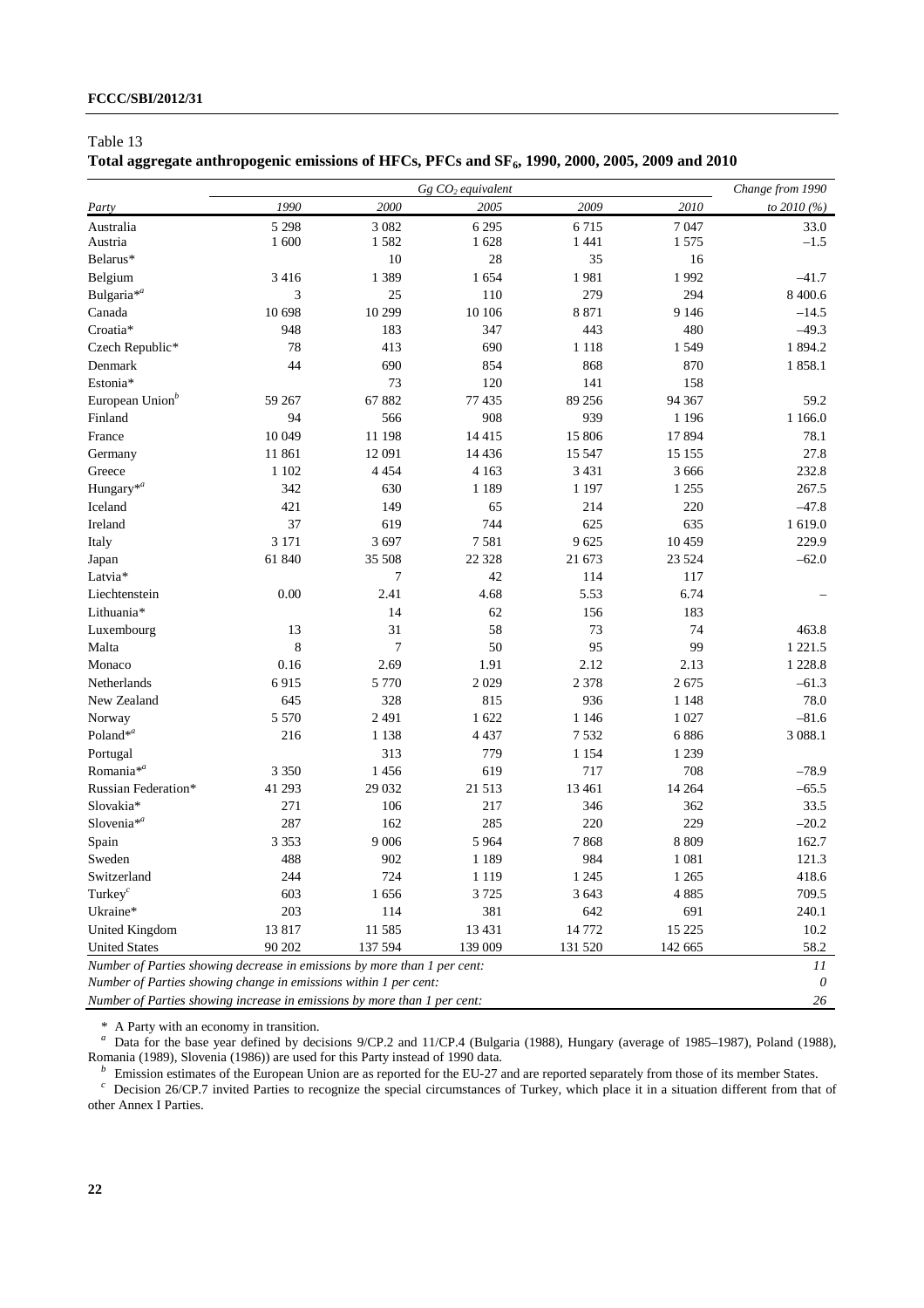Table 13

**Total aggregate anthropogenic emissions of HFCs, PFCs and $SF_6$, 1990, 2000, 2005, 2009 and 2010**

| | *Gg $CO_2$ equivalent* | | | | | *Change from 1990* |
|---|---|---|---|---|---|---|
| *Party* | *1990* | *2000* | *2005* | *2009* | *2010* | *to 2010 (%)* |
| Australia | 5 298 | 3 082 | 6 295 | 6 715 | 7 047 | 33.0 |
| Austria | 1 600 | 1 582 | 1 628 | 1 441 | 1 575 | –1.5 |
| Belarus* | | 10 | 28 | 35 | 16 | |
| Belgium | 3 416 | 1 389 | 1 654 | 1 981 | 1 992 | –41.7 |
| Bulgaria*[a] | 3 | 25 | 110 | 279 | 294 | 8 400.6 |
| Canada | 10 698 | 10 299 | 10 106 | 8 871 | 9 146 | –14.5 |
| Croatia* | 948 | 183 | 347 | 443 | 480 | –49.3 |
| Czech Republic* | 78 | 413 | 690 | 1 118 | 1 549 | 1 894.2 |
| Denmark | 44 | 690 | 854 | 868 | 870 | 1 858.1 |
| Estonia* | | 73 | 120 | 141 | 158 | |
| European Union[b] | 59 267 | 67 882 | 77 435 | 89 256 | 94 367 | 59.2 |
| Finland | 94 | 566 | 908 | 939 | 1 196 | 1 166.0 |
| France | 10 049 | 11 198 | 14 415 | 15 806 | 17 894 | 78.1 |
| Germany | 11 861 | 12 091 | 14 436 | 15 547 | 15 155 | 27.8 |
| Greece | 1 102 | 4 454 | 4 163 | 3 431 | 3 666 | 232.8 |
| Hungary*[a] | 342 | 630 | 1 189 | 1 197 | 1 255 | 267.5 |
| Iceland | 421 | 149 | 65 | 214 | 220 | –47.8 |
| Ireland | 37 | 619 | 744 | 625 | 635 | 1 619.0 |
| Italy | 3 171 | 3 697 | 7 581 | 9 625 | 10 459 | 229.9 |
| Japan | 61 840 | 35 508 | 22 328 | 21 673 | 23 524 | –62.0 |
| Latvia* | | 7 | 42 | 114 | 117 | |
| Liechtenstein | 0.00 | 2.41 | 4.68 | 5.53 | 6.74 | – |
| Lithuania* | | 14 | 62 | 156 | 183 | |
| Luxembourg | 13 | 31 | 58 | 73 | 74 | 463.8 |
| Malta | 8 | 7 | 50 | 95 | 99 | 1 221.5 |
| Monaco | 0.16 | 2.69 | 1.91 | 2.12 | 2.13 | 1 228.8 |
| Netherlands | 6 915 | 5 770 | 2 029 | 2 378 | 2 675 | –61.3 |
| New Zealand | 645 | 328 | 815 | 936 | 1 148 | 78.0 |
| Norway | 5 570 | 2 491 | 1 622 | 1 146 | 1 027 | –81.6 |
| Poland*[a] | 216 | 1 138 | 4 437 | 7 532 | 6 886 | 3 088.1 |
| Portugal | | 313 | 779 | 1 154 | 1 239 | |
| Romania*[a] | 3 350 | 1 456 | 619 | 717 | 708 | –78.9 |
| Russian Federation* | 41 293 | 29 032 | 21 513 | 13 461 | 14 264 | –65.5 |
| Slovakia* | 271 | 106 | 217 | 346 | 362 | 33.5 |
| Slovenia*[a] | 287 | 162 | 285 | 220 | 229 | –20.2 |
| Spain | 3 353 | 9 006 | 5 964 | 7 868 | 8 809 | 162.7 |
| Sweden | 488 | 902 | 1 189 | 984 | 1 081 | 121.3 |
| Switzerland | 244 | 724 | 1 119 | 1 245 | 1 265 | 418.6 |
| Turkey[c] | 603 | 1 656 | 3 725 | 3 643 | 4 885 | 709.5 |
| Ukraine* | 203 | 114 | 381 | 642 | 691 | 240.1 |
| United Kingdom | 13 817 | 11 585 | 13 431 | 14 772 | 15 225 | 10.2 |
| United States | 90 202 | 137 594 | 139 009 | 131 520 | 142 665 | 58.2 |
| *Number of Parties showing decrease in emissions by more than 1 per cent:* | | | | | | *11* |
| *Number of Parties showing change in emissions within 1 per cent:* | | | | | | *0* |
| *Number of Parties showing increase in emissions by more than 1 per cent:* | | | | | | *26* |

\* A Party with an economy in transition.

[a] Data for the base year defined by decisions 9/CP.2 and 11/CP.4 (Bulgaria (1988), Hungary (average of 1985–1987), Poland (1988), Romania (1989), Slovenia (1986)) are used for this Party instead of 1990 data.

[b] Emission estimates of the European Union are as reported for the EU-27 and are reported separately from those of its member States.

[c] Decision 26/CP.7 invited Parties to recognize the special circumstances of Turkey, which place it in a situation different from that of other Annex I Parties.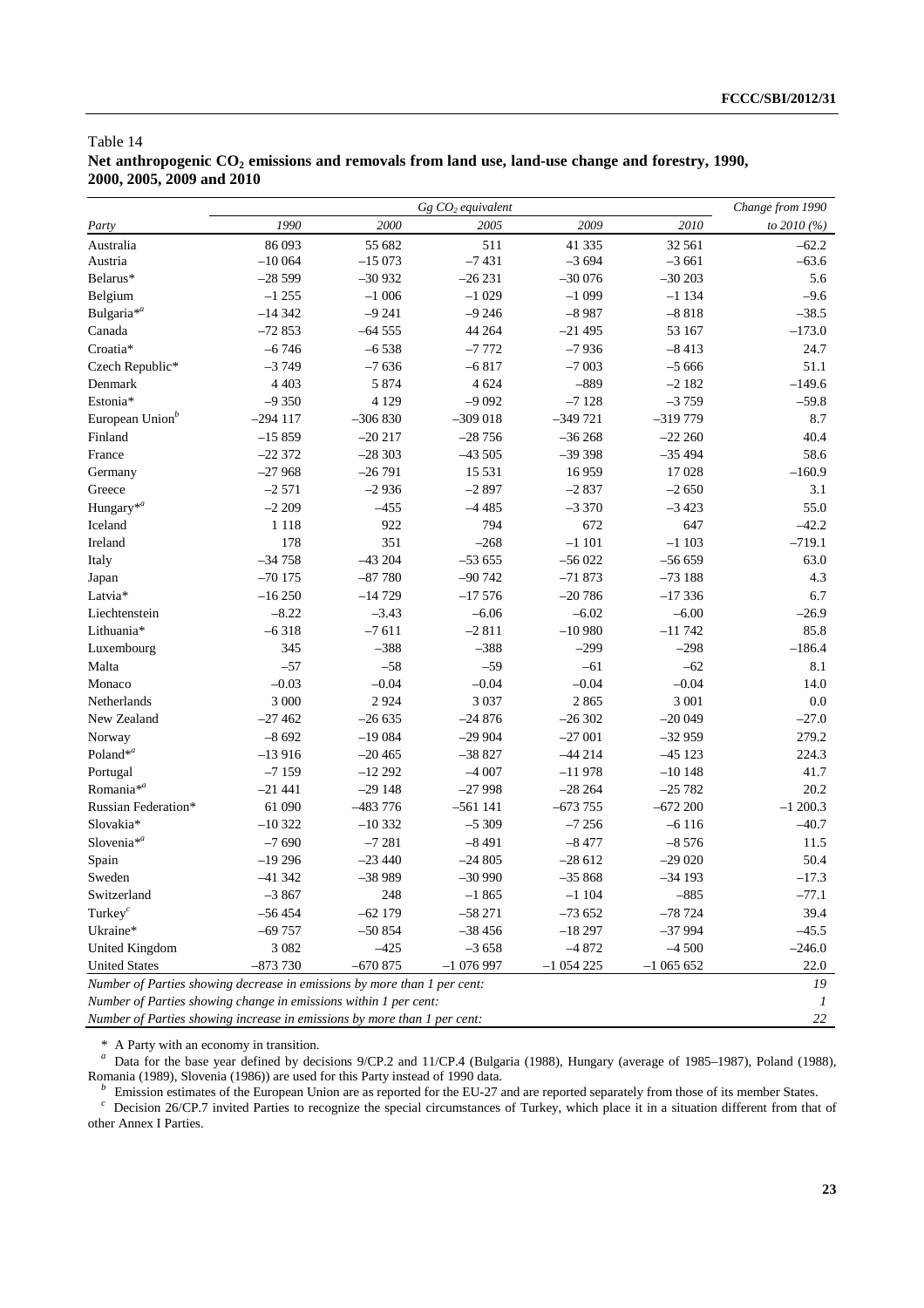Table 14

**Net anthropogenic $CO_2$ emissions and removals from land use, land-use change and forestry, 1990, 2000, 2005, 2009 and 2010**

| | *Gg $CO_2$ equivalent* | | | | | *Change from 1990* |
|---|---|---|---|---|---|---|
| *Party* | *1990* | *2000* | *2005* | *2009* | *2010* | *to 2010 (%)* |
| Australia | 86 093 | 55 682 | 511 | 41 335 | 32 561 | –62.2 |
| Austria | –10 064 | –15 073 | –7 431 | –3 694 | –3 661 | –63.6 |
| Belarus* | –28 599 | –30 932 | –26 231 | –30 076 | –30 203 | 5.6 |
| Belgium | –1 255 | –1 006 | –1 029 | –1 099 | –1 134 | –9.6 |
| Bulgaria*[a] | –14 342 | –9 241 | –9 246 | –8 987 | –8 818 | –38.5 |
| Canada | –72 853 | –64 555 | 44 264 | –21 495 | 53 167 | –173.0 |
| Croatia* | –6 746 | –6 538 | –7 772 | –7 936 | –8 413 | 24.7 |
| Czech Republic* | –3 749 | –7 636 | –6 817 | –7 003 | –5 666 | 51.1 |
| Denmark | 4 403 | 5 874 | 4 624 | –889 | –2 182 | –149.6 |
| Estonia* | –9 350 | 4 129 | –9 092 | –7 128 | –3 759 | –59.8 |
| European Union[b] | –294 117 | –306 830 | –309 018 | –349 721 | –319 779 | 8.7 |
| Finland | –15 859 | –20 217 | –28 756 | –36 268 | –22 260 | 40.4 |
| France | –22 372 | –28 303 | –43 505 | –39 398 | –35 494 | 58.6 |
| Germany | –27 968 | –26 791 | 15 531 | 16 959 | 17 028 | –160.9 |
| Greece | –2 571 | –2 936 | –2 897 | –2 837 | –2 650 | 3.1 |
| Hungary*[a] | –2 209 | –455 | –4 485 | –3 370 | –3 423 | 55.0 |
| Iceland | 1 118 | 922 | 794 | 672 | 647 | –42.2 |
| Ireland | 178 | 351 | –268 | –1 101 | –1 103 | –719.1 |
| Italy | –34 758 | –43 204 | –53 655 | –56 022 | –56 659 | 63.0 |
| Japan | –70 175 | –87 780 | –90 742 | –71 873 | –73 188 | 4.3 |
| Latvia* | –16 250 | –14 729 | –17 576 | –20 786 | –17 336 | 6.7 |
| Liechtenstein | –8.22 | –3.43 | –6.06 | –6.02 | –6.00 | –26.9 |
| Lithuania* | –6 318 | –7 611 | –2 811 | –10 980 | –11 742 | 85.8 |
| Luxembourg | 345 | –388 | –388 | –299 | –298 | –186.4 |
| Malta | –57 | –58 | –59 | –61 | –62 | 8.1 |
| Monaco | –0.03 | –0.04 | –0.04 | –0.04 | –0.04 | 14.0 |
| Netherlands | 3 000 | 2 924 | 3 037 | 2 865 | 3 001 | 0.0 |
| New Zealand | –27 462 | –26 635 | –24 876 | –26 302 | –20 049 | –27.0 |
| Norway | –8 692 | –19 084 | –29 904 | –27 001 | –32 959 | 279.2 |
| Poland*[a] | –13 916 | –20 465 | –38 827 | –44 214 | –45 123 | 224.3 |
| Portugal | –7 159 | –12 292 | –4 007 | –11 978 | –10 148 | 41.7 |
| Romania*[a] | –21 441 | –29 148 | –27 998 | –28 264 | –25 782 | 20.2 |
| Russian Federation* | 61 090 | –483 776 | –561 141 | –673 755 | –672 200 | –1 200.3 |
| Slovakia* | –10 322 | –10 332 | –5 309 | –7 256 | –6 116 | –40.7 |
| Slovenia*[a] | –7 690 | –7 281 | –8 491 | –8 477 | –8 576 | 11.5 |
| Spain | –19 296 | –23 440 | –24 805 | –28 612 | –29 020 | 50.4 |
| Sweden | –41 342 | –38 989 | –30 990 | –35 868 | –34 193 | –17.3 |
| Switzerland | –3 867 | 248 | –1 865 | –1 104 | –885 | –77.1 |
| Turkey[c] | –56 454 | –62 179 | –58 271 | –73 652 | –78 724 | 39.4 |
| Ukraine* | –69 757 | –50 854 | –38 456 | –18 297 | –37 994 | –45.5 |
| United Kingdom | 3 082 | –425 | –3 658 | –4 872 | –4 500 | –246.0 |
| United States | –873 730 | –670 875 | –1 076 997 | –1 054 225 | –1 065 652 | 22.0 |
| *Number of Parties showing decrease in emissions by more than 1 per cent:* | | | | | | *19* |
| *Number of Parties showing change in emissions within 1 per cent:* | | | | | | *1* |
| *Number of Parties showing increase in emissions by more than 1 per cent:* | | | | | | *22* |

\* A Party with an economy in transition.

[a] Data for the base year defined by decisions 9/CP.2 and 11/CP.4 (Bulgaria (1988), Hungary (average of 1985–1987), Poland (1988), Romania (1989), Slovenia (1986)) are used for this Party instead of 1990 data.

[b] Emission estimates of the European Union are as reported for the EU-27 and are reported separately from those of its member States.

[c] Decision 26/CP.7 invited Parties to recognize the special circumstances of Turkey, which place it in a situation different from that of other Annex I Parties.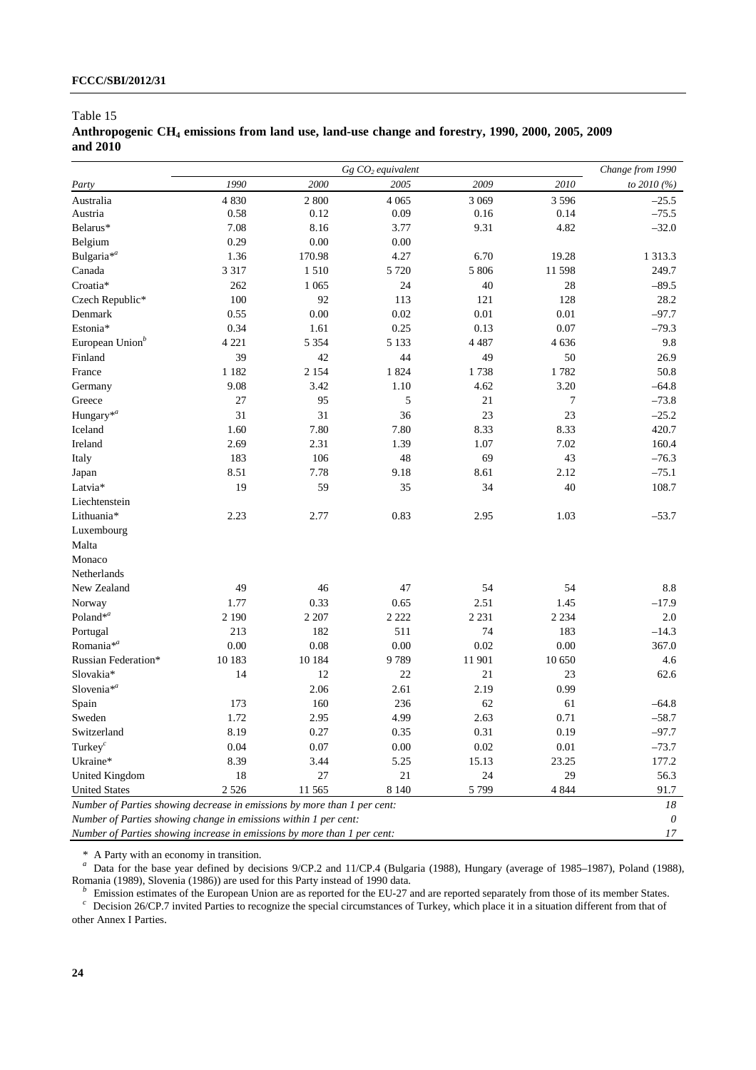Table 15

**Anthropogenic $CH_4$ emissions from land use, land-use change and forestry, 1990, 2000, 2005, 2009 and 2010**

| | Gg $CO_2$ equivalent | | | | | Change from 1990 |
|---|---|---|---|---|---|---|
| *Party* | *1990* | *2000* | *2005* | *2009* | *2010* | *to 2010 (%)* |
| Australia | 4 830 | 2 800 | 4 065 | 3 069 | 3 596 | –25.5 |
| Austria | 0.58 | 0.12 | 0.09 | 0.16 | 0.14 | –75.5 |
| Belarus* | 7.08 | 8.16 | 3.77 | 9.31 | 4.82 | –32.0 |
| Belgium | 0.29 | 0.00 | 0.00 | | | |
| Bulgaria*[a] | 1.36 | 170.98 | 4.27 | 6.70 | 19.28 | 1 313.3 |
| Canada | 3 317 | 1 510 | 5 720 | 5 806 | 11 598 | 249.7 |
| Croatia* | 262 | 1 065 | 24 | 40 | 28 | –89.5 |
| Czech Republic* | 100 | 92 | 113 | 121 | 128 | 28.2 |
| Denmark | 0.55 | 0.00 | 0.02 | 0.01 | 0.01 | –97.7 |
| Estonia* | 0.34 | 1.61 | 0.25 | 0.13 | 0.07 | –79.3 |
| European Union[b] | 4 221 | 5 354 | 5 133 | 4 487 | 4 636 | 9.8 |
| Finland | 39 | 42 | 44 | 49 | 50 | 26.9 |
| France | 1 182 | 2 154 | 1 824 | 1 738 | 1 782 | 50.8 |
| Germany | 9.08 | 3.42 | 1.10 | 4.62 | 3.20 | –64.8 |
| Greece | 27 | 95 | 5 | 21 | 7 | –73.8 |
| Hungary*[a] | 31 | 31 | 36 | 23 | 23 | –25.2 |
| Iceland | 1.60 | 7.80 | 7.80 | 8.33 | 8.33 | 420.7 |
| Ireland | 2.69 | 2.31 | 1.39 | 1.07 | 7.02 | 160.4 |
| Italy | 183 | 106 | 48 | 69 | 43 | –76.3 |
| Japan | 8.51 | 7.78 | 9.18 | 8.61 | 2.12 | –75.1 |
| Latvia* | 19 | 59 | 35 | 34 | 40 | 108.7 |
| Liechtenstein | | | | | | |
| Lithuania* | 2.23 | 2.77 | 0.83 | 2.95 | 1.03 | –53.7 |
| Luxembourg | | | | | | |
| Malta | | | | | | |
| Monaco | | | | | | |
| Netherlands | | | | | | |
| New Zealand | 49 | 46 | 47 | 54 | 54 | 8.8 |
| Norway | 1.77 | 0.33 | 0.65 | 2.51 | 1.45 | –17.9 |
| Poland*[a] | 2 190 | 2 207 | 2 222 | 2 231 | 2 234 | 2.0 |
| Portugal | 213 | 182 | 511 | 74 | 183 | –14.3 |
| Romania*[a] | 0.00 | 0.08 | 0.00 | 0.02 | 0.00 | 367.0 |
| Russian Federation* | 10 183 | 10 184 | 9 789 | 11 901 | 10 650 | 4.6 |
| Slovakia* | 14 | 12 | 22 | 21 | 23 | 62.6 |
| Slovenia*[a] | | 2.06 | 2.61 | 2.19 | 0.99 | |
| Spain | 173 | 160 | 236 | 62 | 61 | –64.8 |
| Sweden | 1.72 | 2.95 | 4.99 | 2.63 | 0.71 | –58.7 |
| Switzerland | 8.19 | 0.27 | 0.35 | 0.31 | 0.19 | –97.7 |
| Turkey[c] | 0.04 | 0.07 | 0.00 | 0.02 | 0.01 | –73.7 |
| Ukraine* | 8.39 | 3.44 | 5.25 | 15.13 | 23.25 | 177.2 |
| United Kingdom | 18 | 27 | 21 | 24 | 29 | 56.3 |
| United States | 2 526 | 11 565 | 8 140 | 5 799 | 4 844 | 91.7 |
| *Number of Parties showing decrease in emissions by more than 1 per cent:* | | | | | | *18* |
| *Number of Parties showing change in emissions within 1 per cent:* | | | | | | *0* |
| *Number of Parties showing increase in emissions by more than 1 per cent:* | | | | | | *17* |

\* A Party with an economy in transition.

[a] Data for the base year defined by decisions 9/CP.2 and 11/CP.4 (Bulgaria (1988), Hungary (average of 1985–1987), Poland (1988), Romania (1989), Slovenia (1986)) are used for this Party instead of 1990 data.

[b] Emission estimates of the European Union are as reported for the EU-27 and are reported separately from those of its member States.

[c] Decision 26/CP.7 invited Parties to recognize the special circumstances of Turkey, which place it in a situation different from that of other Annex I Parties.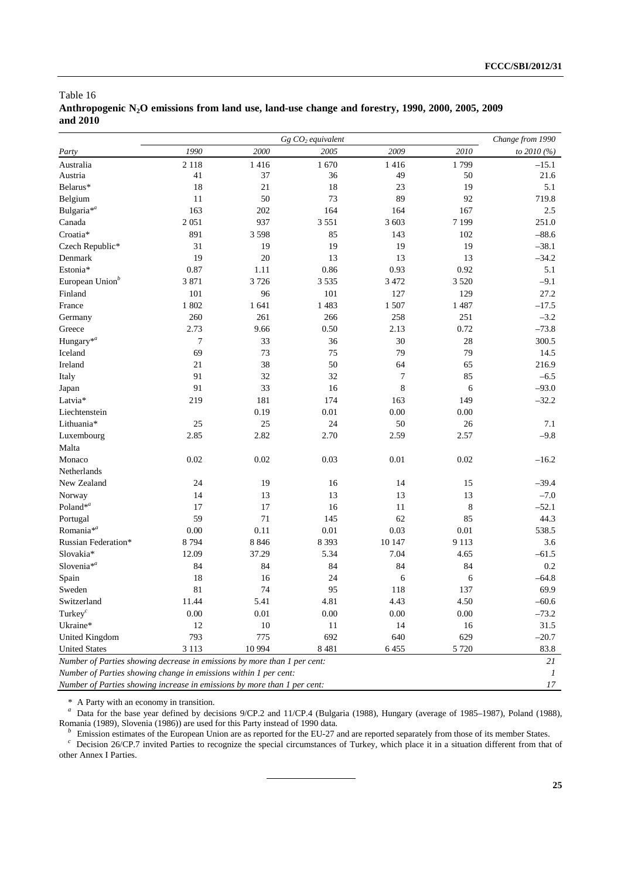Table 16

**Anthropogenic $N_2O$ emissions from land use, land-use change and forestry, 1990, 2000, 2005, 2009 and 2010**

| | *Gg $CO_2$ equivalent* | | | | | *Change from 1990* |
|---|---|---|---|---|---|---|
| *Party* | *1990* | *2000* | *2005* | *2009* | *2010* | *to 2010 (%)* |
| Australia | 2 118 | 1 416 | 1 670 | 1 416 | 1 799 | –15.1 |
| Austria | 41 | 37 | 36 | 49 | 50 | 21.6 |
| Belarus* | 18 | 21 | 18 | 23 | 19 | 5.1 |
| Belgium | 11 | 50 | 73 | 89 | 92 | 719.8 |
| Bulgaria*[a] | 163 | 202 | 164 | 164 | 167 | 2.5 |
| Canada | 2 051 | 937 | 3 551 | 3 603 | 7 199 | 251.0 |
| Croatia* | 891 | 3 598 | 85 | 143 | 102 | –88.6 |
| Czech Republic* | 31 | 19 | 19 | 19 | 19 | –38.1 |
| Denmark | 19 | 20 | 13 | 13 | 13 | –34.2 |
| Estonia* | 0.87 | 1.11 | 0.86 | 0.93 | 0.92 | 5.1 |
| European Union[b] | 3 871 | 3 726 | 3 535 | 3 472 | 3 520 | –9.1 |
| Finland | 101 | 96 | 101 | 127 | 129 | 27.2 |
| France | 1 802 | 1 641 | 1 483 | 1 507 | 1 487 | –17.5 |
| Germany | 260 | 261 | 266 | 258 | 251 | –3.2 |
| Greece | 2.73 | 9.66 | 0.50 | 2.13 | 0.72 | –73.8 |
| Hungary*[a] | 7 | 33 | 36 | 30 | 28 | 300.5 |
| Iceland | 69 | 73 | 75 | 79 | 79 | 14.5 |
| Ireland | 21 | 38 | 50 | 64 | 65 | 216.9 |
| Italy | 91 | 32 | 32 | 7 | 85 | –6.5 |
| Japan | 91 | 33 | 16 | 8 | 6 | –93.0 |
| Latvia* | 219 | 181 | 174 | 163 | 149 | –32.2 |
| Liechtenstein | | 0.19 | 0.01 | 0.00 | 0.00 | |
| Lithuania* | 25 | 25 | 24 | 50 | 26 | 7.1 |
| Luxembourg | 2.85 | 2.82 | 2.70 | 2.59 | 2.57 | –9.8 |
| Malta | | | | | | |
| Monaco | 0.02 | 0.02 | 0.03 | 0.01 | 0.02 | –16.2 |
| Netherlands | | | | | | |
| New Zealand | 24 | 19 | 16 | 14 | 15 | –39.4 |
| Norway | 14 | 13 | 13 | 13 | 13 | –7.0 |
| Poland*[a] | 17 | 17 | 16 | 11 | 8 | –52.1 |
| Portugal | 59 | 71 | 145 | 62 | 85 | 44.3 |
| Romania*[a] | 0.00 | 0.11 | 0.01 | 0.03 | 0.01 | 538.5 |
| Russian Federation* | 8 794 | 8 846 | 8 393 | 10 147 | 9 113 | 3.6 |
| Slovakia* | 12.09 | 37.29 | 5.34 | 7.04 | 4.65 | –61.5 |
| Slovenia*[a] | 84 | 84 | 84 | 84 | 84 | 0.2 |
| Spain | 18 | 16 | 24 | 6 | 6 | –64.8 |
| Sweden | 81 | 74 | 95 | 118 | 137 | 69.9 |
| Switzerland | 11.44 | 5.41 | 4.81 | 4.43 | 4.50 | –60.6 |
| Turkey[c] | 0.00 | 0.01 | 0.00 | 0.00 | 0.00 | –73.2 |
| Ukraine* | 12 | 10 | 11 | 14 | 16 | 31.5 |
| United Kingdom | 793 | 775 | 692 | 640 | 629 | –20.7 |
| United States | 3 113 | 10 994 | 8 481 | 6 455 | 5 720 | 83.8 |
| *Number of Parties showing decrease in emissions by more than 1 per cent:* | | | | | | *21* |
| *Number of Parties showing change in emissions within 1 per cent:* | | | | | | *1* |
| *Number of Parties showing increase in emissions by more than 1 per cent:* | | | | | | *17* |

\* A Party with an economy in transition.

[a] Data for the base year defined by decisions 9/CP.2 and 11/CP.4 (Bulgaria (1988), Hungary (average of 1985–1987), Poland (1988), Romania (1989), Slovenia (1986)) are used for this Party instead of 1990 data.

[b] Emission estimates of the European Union are as reported for the EU-27 and are reported separately from those of its member States.

[c] Decision 26/CP.7 invited Parties to recognize the special circumstances of Turkey, which place it in a situation different from that of other Annex I Parties.